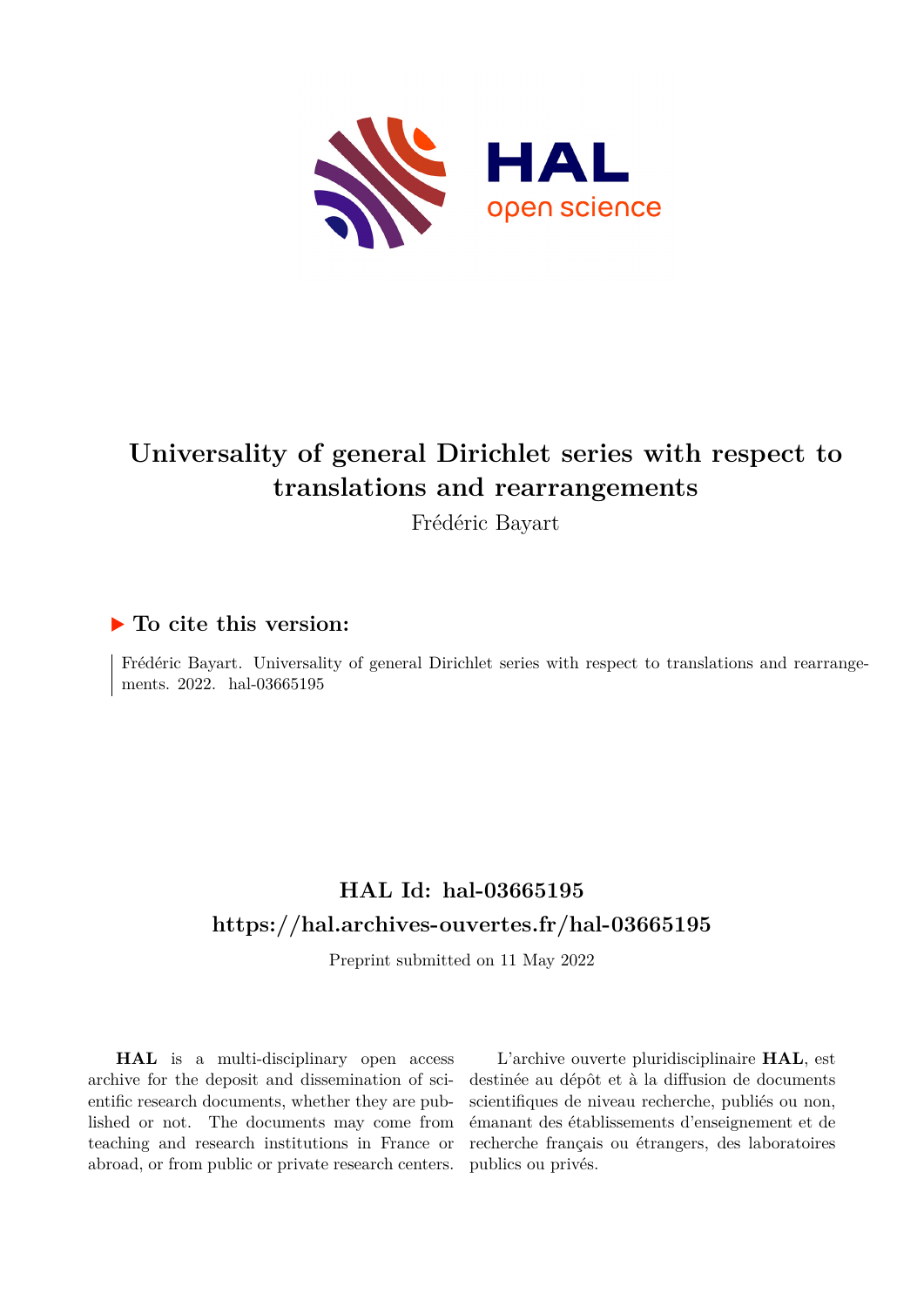# Universality of general Dirichlet series with respect to translations and rearrangements

Frédéric Bayart

## ▶ To cite this version:

Frédéric Bayart. Universality of general Dirichlet series with respect to translations and rearrangements. 2022. hal-03665195

## HAL Id: hal-03665195

## https://hal.archives-ouvertes.fr/hal-03665195

Preprint submitted on 11 May 2022

**HAL** is a multi-disciplinary open access archive for the deposit and dissemination of scientific research documents, whether they are published or not. The documents may come from teaching and research institutions in France or abroad, or from public or private research centers.

L'archive ouverte pluridisciplinaire **HAL**, est destinée au dépôt et à la diffusion de documents scientifiques de niveau recherche, publiés ou non, émanant des établissements d'enseignement et de recherche français ou étrangers, des laboratoires publics ou privés.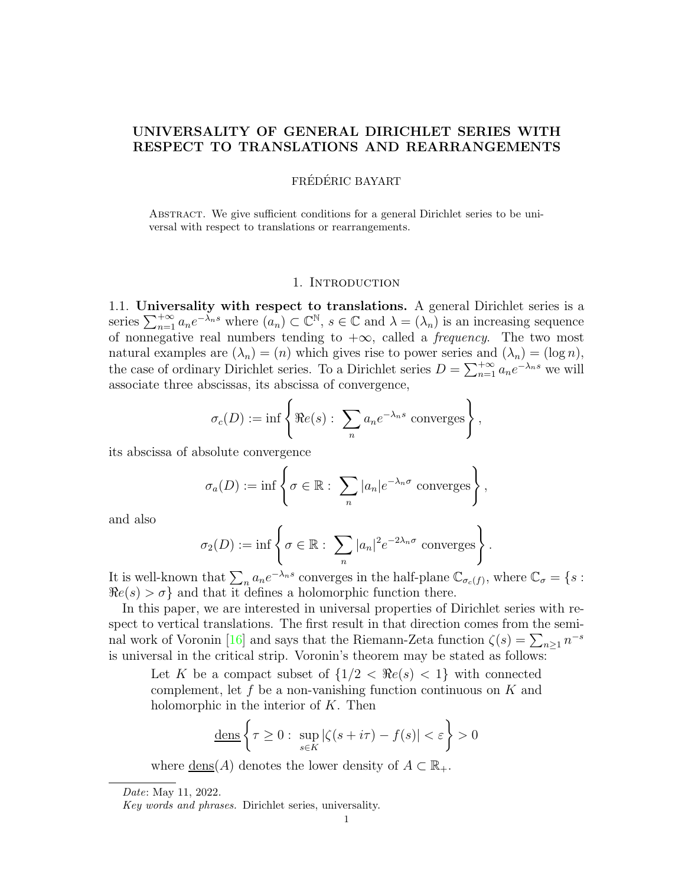# UNIVERSALITY OF GENERAL DIRICHLET SERIES WITH RESPECT TO TRANSLATIONS AND REARRANGEMENTS

FRÉDÉRIC BAYART

Abstract. We give sufficient conditions for a general Dirichlet series to be universal with respect to translations or rearrangements.

## 1. Introduction

**1.1. Universality with respect to translations.** A general Dirichlet series is a series $\sum_{n=1}^{+\infty} a_n e^{-\lambda_n s}$ where $(a_n) \subset \mathbb{C}^{\mathbb{N}}$, $s \in \mathbb{C}$ and $\lambda = (\lambda_n)$ is an increasing sequence of nonnegative real numbers tending to $+\infty$, called a *frequency*. The two most natural examples are $(\lambda_n) = (n)$ which gives rise to power series and $(\lambda_n) = (\log n)$, the case of ordinary Dirichlet series. To a Dirichlet series $D = \sum_{n=1}^{+\infty} a_n e^{-\lambda_n s}$ we will associate three abscissas, its abscissa of convergence,

$$\sigma_c(D) := \inf \left\{ \Re e(s) : \sum_n a_n e^{-\lambda_n s} \text{ converges} \right\},$$

its abscissa of absolute convergence

$$\sigma_a(D) := \inf \left\{ \sigma \in \mathbb{R} : \sum_n |a_n| e^{-\lambda_n \sigma} \text{ converges} \right\},$$

and also

$$\sigma_2(D) := \inf \left\{ \sigma \in \mathbb{R} : \sum_n |a_n|^2 e^{-2\lambda_n \sigma} \text{ converges} \right\}.$$

It is well-known that $\sum_n a_n e^{-\lambda_n s}$ converges in the half-plane $\mathbb{C}_{\sigma_c(f)}$, where $\mathbb{C}_\sigma = \{s : \Re e(s) > \sigma\}$ and that it defines a holomorphic function there.

In this paper, we are interested in universal properties of Dirichlet series with respect to vertical translations. The first result in that direction comes from the seminal work of Voronin [16] and says that the Riemann-Zeta function $\zeta(s) = \sum_{n \geq 1} n^{-s}$ is universal in the critical strip. Voronin's theorem may be stated as follows:

> Let $K$ be a compact subset of $\{1/2 < \Re e(s) < 1\}$ with connected complement, let $f$ be a non-vanishing function continuous on $K$ and holomorphic in the interior of $K$. Then
>
> $$\underline{\text{dens}} \left\{ \tau \geq 0 : \sup_{s \in K} |\zeta(s + i\tau) - f(s)| < \varepsilon \right\} > 0$$
>
> where $\underline{\text{dens}}(A)$ denotes the lower density of $A \subset \mathbb{R}_+$.

---

*Date*: May 11, 2022.

*Key words and phrases.* Dirichlet series, universality.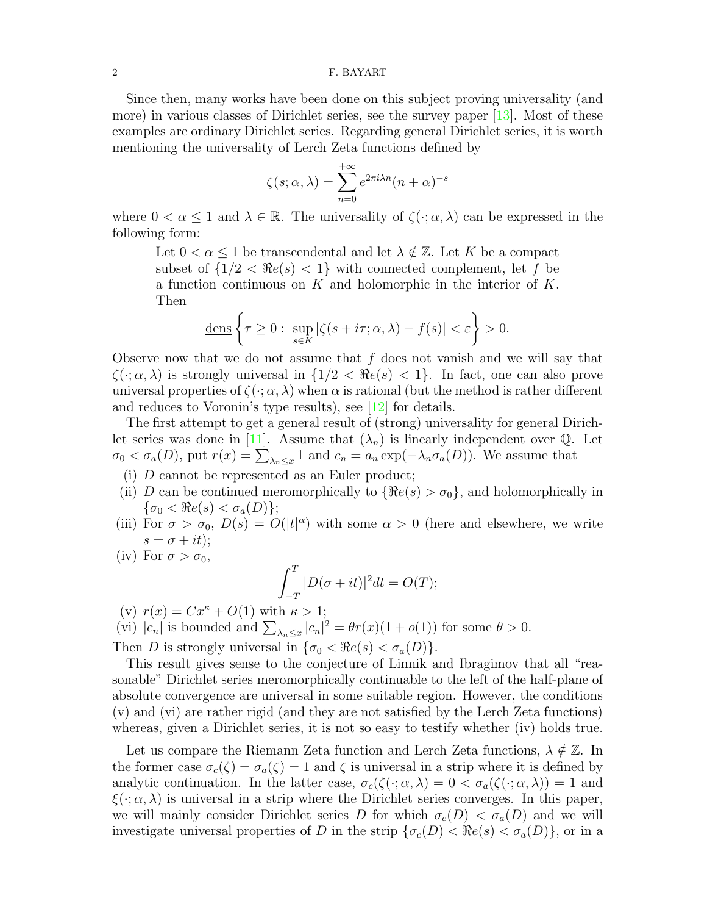Since then, many works have been done on this subject proving universality (and more) in various classes of Dirichlet series, see the survey paper [13]. Most of these examples are ordinary Dirichlet series. Regarding general Dirichlet series, it is worth mentioning the universality of Lerch Zeta functions defined by

$$\zeta(s;\alpha,\lambda)=\sum_{n=0}^{+\infty}e^{2\pi i\lambda n}(n+\alpha)^{-s}$$

where $0<\alpha\leq 1$ and $\lambda\in\mathbb{R}$. The universality of $\zeta(\cdot;\alpha,\lambda)$ can be expressed in the following form:

> Let $0<\alpha\leq 1$ be transcendental and let $\lambda\notin\mathbb{Z}$. Let $K$ be a compact subset of $\{1/2<\Re e(s)<1\}$ with connected complement, let $f$ be a function continuous on $K$ and holomorphic in the interior of $K$. Then
>
> $$\underline{\mathrm{dens}}\left\{\tau\geq 0:\ \sup_{s\in K}|\zeta(s+i\tau;\alpha,\lambda)-f(s)|<\varepsilon\right\}>0.$$

Observe now that we do not assume that $f$ does not vanish and we will say that $\zeta(\cdot;\alpha,\lambda)$ is strongly universal in $\{1/2<\Re e(s)<1\}$. In fact, one can also prove universal properties of $\zeta(\cdot;\alpha,\lambda)$ when $\alpha$ is rational (but the method is rather different and reduces to Voronin's type results), see [12] for details.

The first attempt to get a general result of (strong) universality for general Dirichlet series was done in [11]. Assume that $(\lambda_n)$ is linearly independent over $\mathbb{Q}$. Let $\sigma_0<\sigma_a(D)$, put $r(x)=\sum_{\lambda_n\leq x}1$ and $c_n=a_n\exp(-\lambda_n\sigma_a(D))$. We assume that

- (i) $D$ cannot be represented as an Euler product;
- (ii) $D$ can be continued meromorphically to $\{\Re e(s)>\sigma_0\}$, and holomorphically in $\{\sigma_0<\Re e(s)<\sigma_a(D)\}$;
- (iii) For $\sigma>\sigma_0$, $D(s)=O(|t|^\alpha)$ with some $\alpha>0$ (here and elsewhere, we write $s=\sigma+it$);
- (iv) For $\sigma>\sigma_0$,
$$\int_{-T}^{T}|D(\sigma+it)|^2dt=O(T);$$
- (v) $r(x)=Cx^\kappa+O(1)$ with $\kappa>1$;
- (vi) $|c_n|$ is bounded and $\sum_{\lambda_n\leq x}|c_n|^2=\theta r(x)(1+o(1))$ for some $\theta>0$.

Then $D$ is strongly universal in $\{\sigma_0<\Re e(s)<\sigma_a(D)\}$.

This result gives sense to the conjecture of Linnik and Ibragimov that all "reasonable" Dirichlet series meromorphically continuable to the left of the half-plane of absolute convergence are universal in some suitable region. However, the conditions (v) and (vi) are rather rigid (and they are not satisfied by the Lerch Zeta functions) whereas, given a Dirichlet series, it is not so easy to testify whether (iv) holds true.

Let us compare the Riemann Zeta function and Lerch Zeta functions, $\lambda\notin\mathbb{Z}$. In the former case $\sigma_c(\zeta)=\sigma_a(\zeta)=1$ and $\zeta$ is universal in a strip where it is defined by analytic continuation. In the latter case, $\sigma_c(\zeta(\cdot;\alpha,\lambda)=0<\sigma_a(\zeta(\cdot;\alpha,\lambda))=1$ and $\xi(\cdot;\alpha,\lambda)$ is universal in a strip where the Dirichlet series converges. In this paper, we will mainly consider Dirichlet series $D$ for which $\sigma_c(D)<\sigma_a(D)$ and we will investigate universal properties of $D$ in the strip $\{\sigma_c(D)<\Re e(s)<\sigma_a(D)\}$, or in a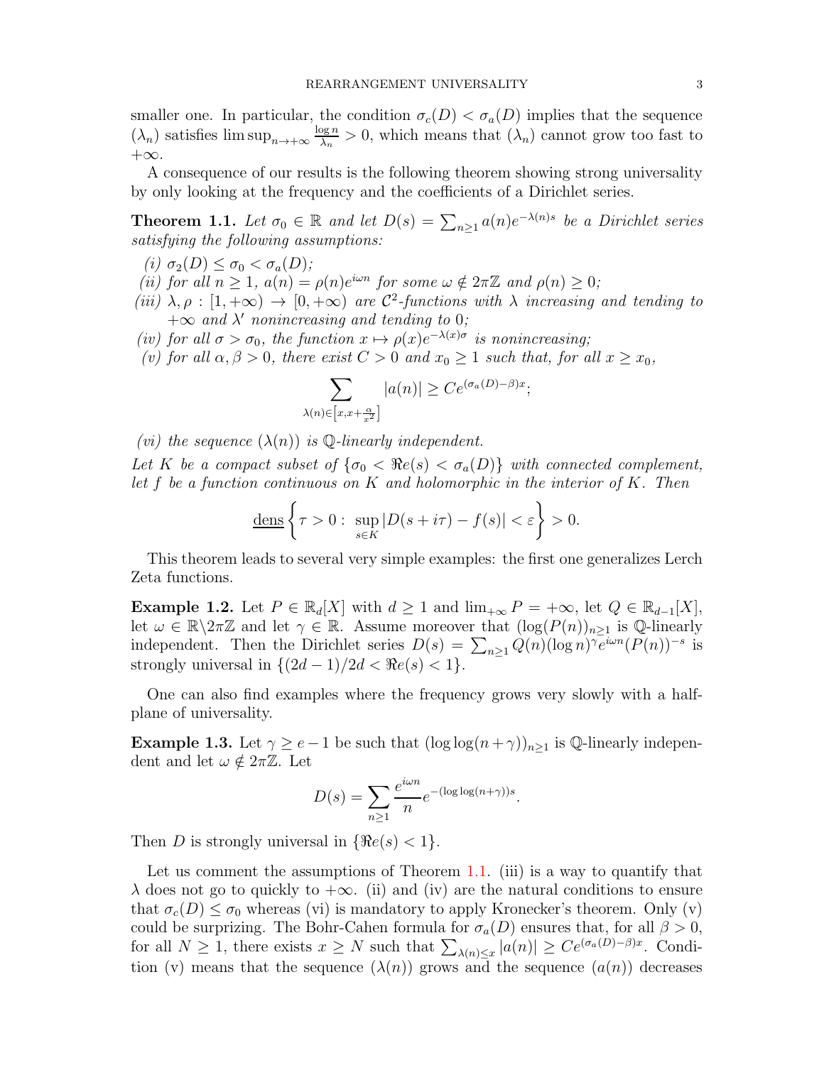smaller one. In particular, the condition $\sigma_c(D) < \sigma_a(D)$ implies that the sequence $(\lambda_n)$ satisfies $\limsup_{n\to+\infty} \frac{\log n}{\lambda_n} > 0$, which means that $(\lambda_n)$ cannot grow too fast to $+\infty$.

A consequence of our results is the following theorem showing strong universality by only looking at the frequency and the coefficients of a Dirichlet series.

**Theorem 1.1.** *Let $\sigma_0 \in \mathbb{R}$ and let $D(s) = \sum_{n\geq 1} a(n)e^{-\lambda(n)s}$ be a Dirichlet series satisfying the following assumptions:*

*(i) $\sigma_2(D) \leq \sigma_0 < \sigma_a(D)$;*

*(ii) for all $n \geq 1$, $a(n) = \rho(n)e^{i\omega n}$ for some $\omega \notin 2\pi\mathbb{Z}$ and $\rho(n) \geq 0$;*

*(iii) $\lambda, \rho : [1, +\infty) \to [0, +\infty)$ are $\mathcal{C}^2$-functions with $\lambda$ increasing and tending to $+\infty$ and $\lambda'$ nonincreasing and tending to $0$;*

*(iv) for all $\sigma > \sigma_0$, the function $x \mapsto \rho(x)e^{-\lambda(x)\sigma}$ is nonincreasing;*

*(v) for all $\alpha, \beta > 0$, there exist $C > 0$ and $x_0 \geq 1$ such that, for all $x \geq x_0$,*

$$\sum_{\lambda(n)\in\left[x, x+\frac{\alpha}{x^2}\right]} |a(n)| \geq Ce^{(\sigma_a(D)-\beta)x};$$

*(vi) the sequence $(\lambda(n))$ is $\mathbb{Q}$-linearly independent.*

*Let $K$ be a compact subset of $\{\sigma_0 < \Re e(s) < \sigma_a(D)\}$ with connected complement, let $f$ be a function continuous on $K$ and holomorphic in the interior of $K$. Then*

$$\underline{\mathrm{dens}}\left\{\tau > 0 : \sup_{s\in K} |D(s + i\tau) - f(s)| < \varepsilon\right\} > 0.$$

This theorem leads to several very simple examples: the first one generalizes Lerch Zeta functions.

**Example 1.2.** Let $P \in \mathbb{R}_d[X]$ with $d \geq 1$ and $\lim_{+\infty} P = +\infty$, let $Q \in \mathbb{R}_{d-1}[X]$, let $\omega \in \mathbb{R}\backslash 2\pi\mathbb{Z}$ and let $\gamma \in \mathbb{R}$. Assume moreover that $(\log(P(n))_{n\geq 1}$ is $\mathbb{Q}$-linearly independent. Then the Dirichlet series $D(s) = \sum_{n\geq 1} Q(n)(\log n)^\gamma e^{i\omega n}(P(n))^{-s}$ is strongly universal in $\{(2d-1)/2d < \Re e(s) < 1\}$.

One can also find examples where the frequency grows very slowly with a half-plane of universality.

**Example 1.3.** Let $\gamma \geq e-1$ be such that $(\log\log(n+\gamma))_{n\geq 1}$ is $\mathbb{Q}$-linearly independent and let $\omega \notin 2\pi\mathbb{Z}$. Let

$$D(s) = \sum_{n\geq 1} \frac{e^{i\omega n}}{n} e^{-(\log\log(n+\gamma))s}.$$

Then $D$ is strongly universal in $\{\Re e(s) < 1\}$.

Let us comment the assumptions of Theorem 1.1. (iii) is a way to quantify that $\lambda$ does not go to quickly to $+\infty$. (ii) and (iv) are the natural conditions to ensure that $\sigma_c(D) \leq \sigma_0$ whereas (vi) is mandatory to apply Kronecker's theorem. Only (v) could be surprizing. The Bohr-Cahen formula for $\sigma_a(D)$ ensures that, for all $\beta > 0$, for all $N \geq 1$, there exists $x \geq N$ such that $\sum_{\lambda(n)\leq x} |a(n)| \geq Ce^{(\sigma_a(D)-\beta)x}$. Condition (v) means that the sequence $(\lambda(n))$ grows and the sequence $(a(n))$ decreases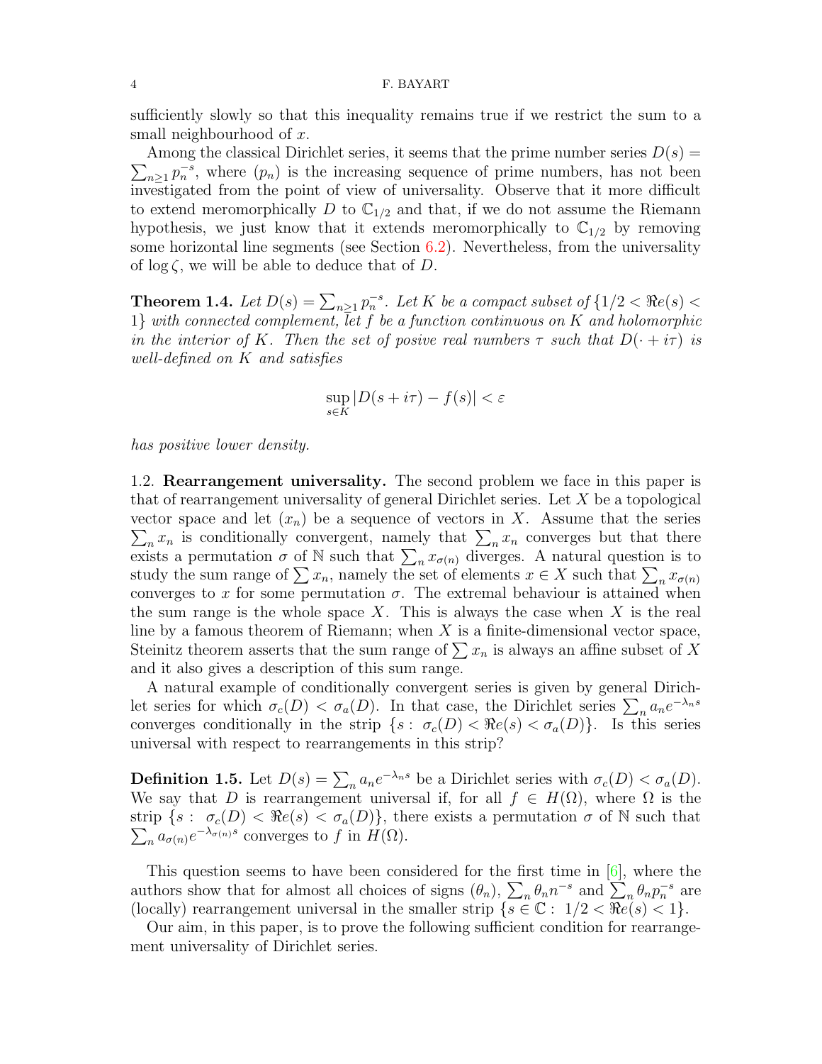sufficiently slowly so that this inequality remains true if we restrict the sum to a small neighbourhood of $x$.

Among the classical Dirichlet series, it seems that the prime number series $D(s) = \sum_{n\geq 1} p_n^{-s}$, where $(p_n)$ is the increasing sequence of prime numbers, has not been investigated from the point of view of universality. Observe that it more difficult to extend meromorphically $D$ to $\mathbb{C}_{1/2}$ and that, if we do not assume the Riemann hypothesis, we just know that it extends meromorphically to $\mathbb{C}_{1/2}$ by removing some horizontal line segments (see Section 6.2). Nevertheless, from the universality of $\log\zeta$, we will be able to deduce that of $D$.

**Theorem 1.4.** *Let $D(s) = \sum_{n\geq 1} p_n^{-s}$. Let $K$ be a compact subset of $\{1/2 < \Re e(s) < 1\}$ with connected complement, let $f$ be a function continuous on $K$ and holomorphic in the interior of $K$. Then the set of posive real numbers $\tau$ such that $D(\cdot + i\tau)$ is well-defined on $K$ and satisfies*

$$\sup_{s\in K} |D(s+i\tau) - f(s)| < \varepsilon$$

*has positive lower density.*

## 1.2. Rearrangement universality.

The second problem we face in this paper is that of rearrangement universality of general Dirichlet series. Let $X$ be a topological vector space and let $(x_n)$ be a sequence of vectors in $X$. Assume that the series $\sum_n x_n$ is conditionally convergent, namely that $\sum_n x_n$ converges but that there exists a permutation $\sigma$ of $\mathbb{N}$ such that $\sum_n x_{\sigma(n)}$ diverges. A natural question is to study the sum range of $\sum x_n$, namely the set of elements $x \in X$ such that $\sum_n x_{\sigma(n)}$ converges to $x$ for some permutation $\sigma$. The extremal behaviour is attained when the sum range is the whole space $X$. This is always the case when $X$ is the real line by a famous theorem of Riemann; when $X$ is a finite-dimensional vector space, Steinitz theorem asserts that the sum range of $\sum x_n$ is always an affine subset of $X$ and it also gives a description of this sum range.

A natural example of conditionally convergent series is given by general Dirichlet series for which $\sigma_c(D) < \sigma_a(D)$. In that case, the Dirichlet series $\sum_n a_n e^{-\lambda_n s}$ converges conditionally in the strip $\{s:\ \sigma_c(D) < \Re e(s) < \sigma_a(D)\}$. Is this series universal with respect to rearrangements in this strip?

**Definition 1.5.** Let $D(s) = \sum_n a_n e^{-\lambda_n s}$ be a Dirichlet series with $\sigma_c(D) < \sigma_a(D)$. We say that $D$ is rearrangement universal if, for all $f \in H(\Omega)$, where $\Omega$ is the strip $\{s:\ \sigma_c(D) < \Re e(s) < \sigma_a(D)\}$, there exists a permutation $\sigma$ of $\mathbb{N}$ such that $\sum_n a_{\sigma(n)} e^{-\lambda_{\sigma(n)} s}$ converges to $f$ in $H(\Omega)$.

This question seems to have been considered for the first time in [6], where the authors show that for almost all choices of signs $(\theta_n)$, $\sum_n \theta_n n^{-s}$ and $\sum_n \theta_n p_n^{-s}$ are (locally) rearrangement universal in the smaller strip $\{s \in \mathbb{C}:\ 1/2 < \Re e(s) < 1\}$.

Our aim, in this paper, is to prove the following sufficient condition for rearrangement universality of Dirichlet series.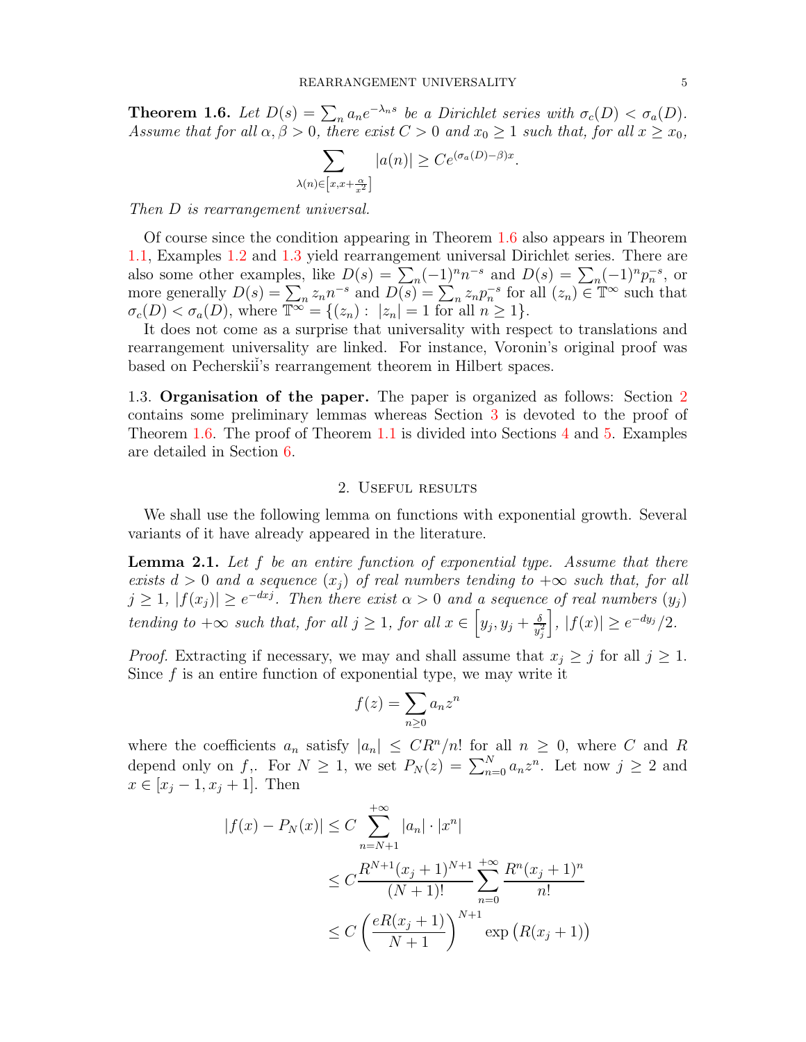**Theorem 1.6.** *Let $D(s) = \sum_n a_n e^{-\lambda_n s}$ be a Dirichlet series with $\sigma_c(D) < \sigma_a(D)$. Assume that for all $\alpha, \beta > 0$, there exist $C > 0$ and $x_0 \geq 1$ such that, for all $x \geq x_0$,*

$$\sum_{\lambda(n) \in \left[x, x+\frac{\alpha}{x^2}\right]} |a(n)| \geq C e^{(\sigma_a(D) - \beta)x}.$$

*Then $D$ is rearrangement universal.*

Of course since the condition appearing in Theorem 1.6 also appears in Theorem 1.1, Examples 1.2 and 1.3 yield rearrangement universal Dirichlet series. There are also some other examples, like $D(s) = \sum_n (-1)^n n^{-s}$ and $D(s) = \sum_n (-1)^n p_n^{-s}$, or more generally $D(s) = \sum_n z_n n^{-s}$ and $D(s) = \sum_n z_n p_n^{-s}$ for all $(z_n) \in \mathbb{T}^\infty$ such that $\sigma_c(D) < \sigma_a(D)$, where $\mathbb{T}^\infty = \{(z_n) : |z_n| = 1 \text{ for all } n \geq 1\}$.

It does not come as a surprise that universality with respect to translations and rearrangement universality are linked. For instance, Voronin's original proof was based on Pecherskiĭ's rearrangement theorem in Hilbert spaces.

1.3. **Organisation of the paper.** The paper is organized as follows: Section 2 contains some preliminary lemmas whereas Section 3 is devoted to the proof of Theorem 1.6. The proof of Theorem 1.1 is divided into Sections 4 and 5. Examples are detailed in Section 6.

## 2. Useful results

We shall use the following lemma on functions with exponential growth. Several variants of it have already appeared in the literature.

**Lemma 2.1.** *Let $f$ be an entire function of exponential type. Assume that there exists $d > 0$ and a sequence $(x_j)$ of real numbers tending to $+\infty$ such that, for all $j \geq 1$, $|f(x_j)| \geq e^{-dx_j}$. Then there exist $\alpha > 0$ and a sequence of real numbers $(y_j)$ tending to $+\infty$ such that, for all $j \geq 1$, for all $x \in \left[y_j, y_j + \frac{\delta}{y_j^2}\right]$, $|f(x)| \geq e^{-dy_j}/2$.*

*Proof.* Extracting if necessary, we may and shall assume that $x_j \geq j$ for all $j \geq 1$. Since $f$ is an entire function of exponential type, we may write it

$$f(z) = \sum_{n \geq 0} a_n z^n$$

where the coefficients $a_n$ satisfy $|a_n| \leq CR^n/n!$ for all $n \geq 0$, where $C$ and $R$ depend only on $f$,. For $N \geq 1$, we set $P_N(z) = \sum_{n=0}^{N} a_n z^n$. Let now $j \geq 2$ and $x \in [x_j - 1, x_j + 1]$. Then

$$\begin{aligned}
|f(x) - P_N(x)| &\leq C \sum_{n=N+1}^{+\infty} |a_n| \cdot |x^n| \\
&\leq C \frac{R^{N+1}(x_j+1)^{N+1}}{(N+1)!} \sum_{n=0}^{+\infty} \frac{R^n (x_j+1)^n}{n!} \\
&\leq C \left( \frac{eR(x_j+1)}{N+1} \right)^{N+1} \exp\big(R(x_j+1)\big)
\end{aligned}$$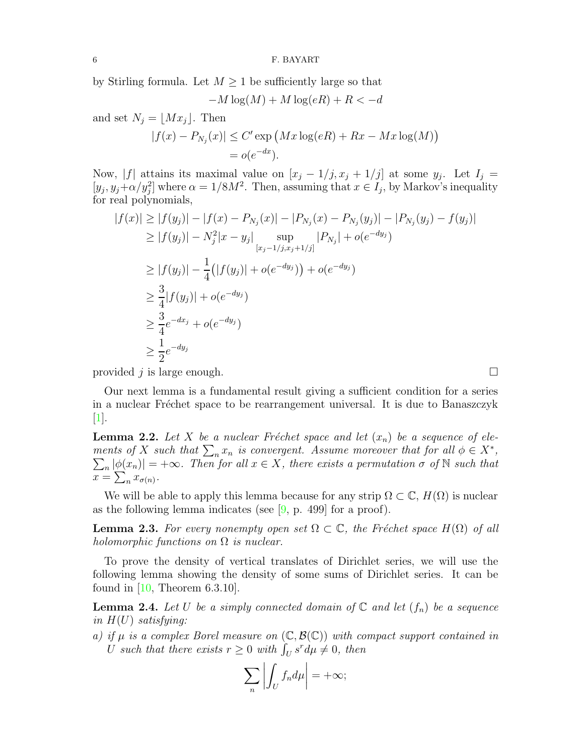by Stirling formula. Let $M \geq 1$ be sufficiently large so that

$$-M\log(M) + M\log(eR) + R < -d$$

and set $N_j = \lfloor Mx_j \rfloor$. Then

$$\begin{aligned}
|f(x) - P_{N_j}(x)| &\leq C' \exp\big(Mx\log(eR) + Rx - Mx\log(M)\big)\\
&= o(e^{-dx}).
\end{aligned}$$

Now, $|f|$ attains its maximal value on $[x_j - 1/j, x_j + 1/j]$ at some $y_j$. Let $I_j = [y_j, y_j + \alpha/y_j^2]$ where $\alpha = 1/8M^2$. Then, assuming that $x \in I_j$, by Markov's inequality for real polynomials,

$$\begin{aligned}
|f(x)| &\geq |f(y_j)| - |f(x) - P_{N_j}(x)| - |P_{N_j}(x) - P_{N_j}(y_j)| - |P_{N_j}(y_j) - f(y_j)|\\
&\geq |f(y_j)| - N_j^2|x - y_j| \sup_{[x_j - 1/j, x_j + 1/j]} |P_{N_j}| + o(e^{-dy_j})\\
&\geq |f(y_j)| - \frac{1}{4}\big(|f(y_j)| + o(e^{-dy_j})\big) + o(e^{-dy_j})\\
&\geq \frac{3}{4}|f(y_j)| + o(e^{-dy_j})\\
&\geq \frac{3}{4}e^{-dx_j} + o(e^{-dy_j})\\
&\geq \frac{1}{2}e^{-dy_j}
\end{aligned}$$

provided $j$ is large enough. $\square$

Our next lemma is a fundamental result giving a sufficient condition for a series in a nuclear Fréchet space to be rearrangement universal. It is due to Banaszczyk [1].

**Lemma 2.2.** *Let $X$ be a nuclear Fréchet space and let $(x_n)$ be a sequence of elements of $X$ such that $\sum_n x_n$ is convergent. Assume moreover that for all $\phi \in X^*$, $\sum_n |\phi(x_n)| = +\infty$. Then for all $x \in X$, there exists a permutation $\sigma$ of $\mathbb{N}$ such that $x = \sum_n x_{\sigma(n)}$.*

We will be able to apply this lemma because for any strip $\Omega \subset \mathbb{C}$, $H(\Omega)$ is nuclear as the following lemma indicates (see [9, p. 499] for a proof).

**Lemma 2.3.** *For every nonempty open set $\Omega \subset \mathbb{C}$, the Fréchet space $H(\Omega)$ of all holomorphic functions on $\Omega$ is nuclear.*

To prove the density of vertical translates of Dirichlet series, we will use the following lemma showing the density of some sums of Dirichlet series. It can be found in [10, Theorem 6.3.10].

**Lemma 2.4.** *Let $U$ be a simply connected domain of $\mathbb{C}$ and let $(f_n)$ be a sequence in $H(U)$ satisfying:*

*a) if $\mu$ is a complex Borel measure on $(\mathbb{C}, \mathcal{B}(\mathbb{C}))$ with compact support contained in $U$ such that there exists $r \geq 0$ with $\int_U s^r d\mu \neq 0$, then*

$$\sum_n \left| \int_U f_n d\mu \right| = +\infty;$$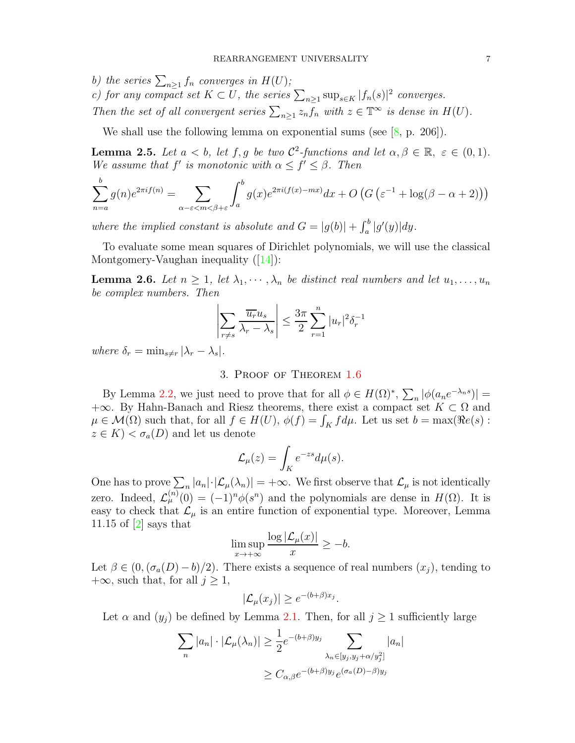*b) the series $\sum_{n\geq 1} f_n$ converges in $H(U)$;*
*c) for any compact set $K \subset U$, the series $\sum_{n\geq 1} \sup_{s\in K} |f_n(s)|^2$ converges.*
*Then the set of all convergent series $\sum_{n\geq 1} z_n f_n$ with $z \in \mathbb{T}^\infty$ is dense in $H(U)$.*

We shall use the following lemma on exponential sums (see [8, p. 206]).

**Lemma 2.5.** *Let $a < b$, let $f, g$ be two $\mathcal{C}^2$-functions and let $\alpha, \beta \in \mathbb{R}$, $\varepsilon \in (0,1)$. We assume that $f'$ is monotonic with $\alpha \leq f' \leq \beta$. Then*

$$\sum_{n=a}^{b} g(n) e^{2\pi i f(n)} = \sum_{\alpha-\varepsilon<m<\beta+\varepsilon} \int_a^b g(x) e^{2\pi i (f(x)-mx)} dx + O\left(G\left(\varepsilon^{-1} + \log(\beta-\alpha+2)\right)\right)$$

*where the implied constant is absolute and $G = |g(b)| + \int_a^b |g'(y)| dy$.*

To evaluate some mean squares of Dirichlet polynomials, we will use the classical Montgomery-Vaughan inequality ([14]):

**Lemma 2.6.** *Let $n \geq 1$, let $\lambda_1, \cdots, \lambda_n$ be distinct real numbers and let $u_1, \ldots, u_n$ be complex numbers. Then*

$$\left|\sum_{r\neq s} \frac{\overline{u_r} u_s}{\lambda_r - \lambda_s}\right| \leq \frac{3\pi}{2} \sum_{r=1}^{n} |u_r|^2 \delta_r^{-1}$$

*where $\delta_r = \min_{s\neq r} |\lambda_r - \lambda_s|$.*

## 3. Proof of Theorem 1.6

By Lemma 2.2, we just need to prove that for all $\phi \in H(\Omega)^*$, $\sum_n |\phi(a_n e^{-\lambda_n s})| = +\infty$. By Hahn-Banach and Riesz theorems, there exist a compact set $K \subset \Omega$ and $\mu \in \mathcal{M}(\Omega)$ such that, for all $f \in H(U)$, $\phi(f) = \int_K f d\mu$. Let us set $b = \max(\Re e(s) : z \in K) < \sigma_a(D)$ and let us denote

$$\mathcal{L}_\mu(z) = \int_K e^{-zs} d\mu(s).$$

One has to prove $\sum_n |a_n| \cdot |\mathcal{L}_\mu(\lambda_n)| = +\infty$. We first observe that $\mathcal{L}_\mu$ is not identically zero. Indeed, $\mathcal{L}_\mu^{(n)}(0) = (-1)^n \phi(s^n)$ and the polynomials are dense in $H(\Omega)$. It is easy to check that $\mathcal{L}_\mu$ is an entire function of exponential type. Moreover, Lemma 11.15 of [2] says that

$$\limsup_{x\to+\infty} \frac{\log|\mathcal{L}_\mu(x)|}{x} \geq -b.$$

Let $\beta \in (0, (\sigma_a(D) - b)/2)$. There exists a sequence of real numbers $(x_j)$, tending to $+\infty$, such that, for all $j \geq 1$,

$$|\mathcal{L}_\mu(x_j)| \geq e^{-(b+\beta)x_j}.$$

Let $\alpha$ and $(y_j)$ be defined by Lemma 2.1. Then, for all $j \geq 1$ sufficiently large

$$\begin{aligned}
\sum_n |a_n| \cdot |\mathcal{L}_\mu(\lambda_n)| &\geq \frac{1}{2} e^{-(b+\beta)y_j} \sum_{\lambda_n \in [y_j, y_j + \alpha/y_j^2]} |a_n| \\
&\geq C_{\alpha,\beta} e^{-(b+\beta)y_j} e^{(\sigma_a(D)-\beta)y_j}
\end{aligned}$$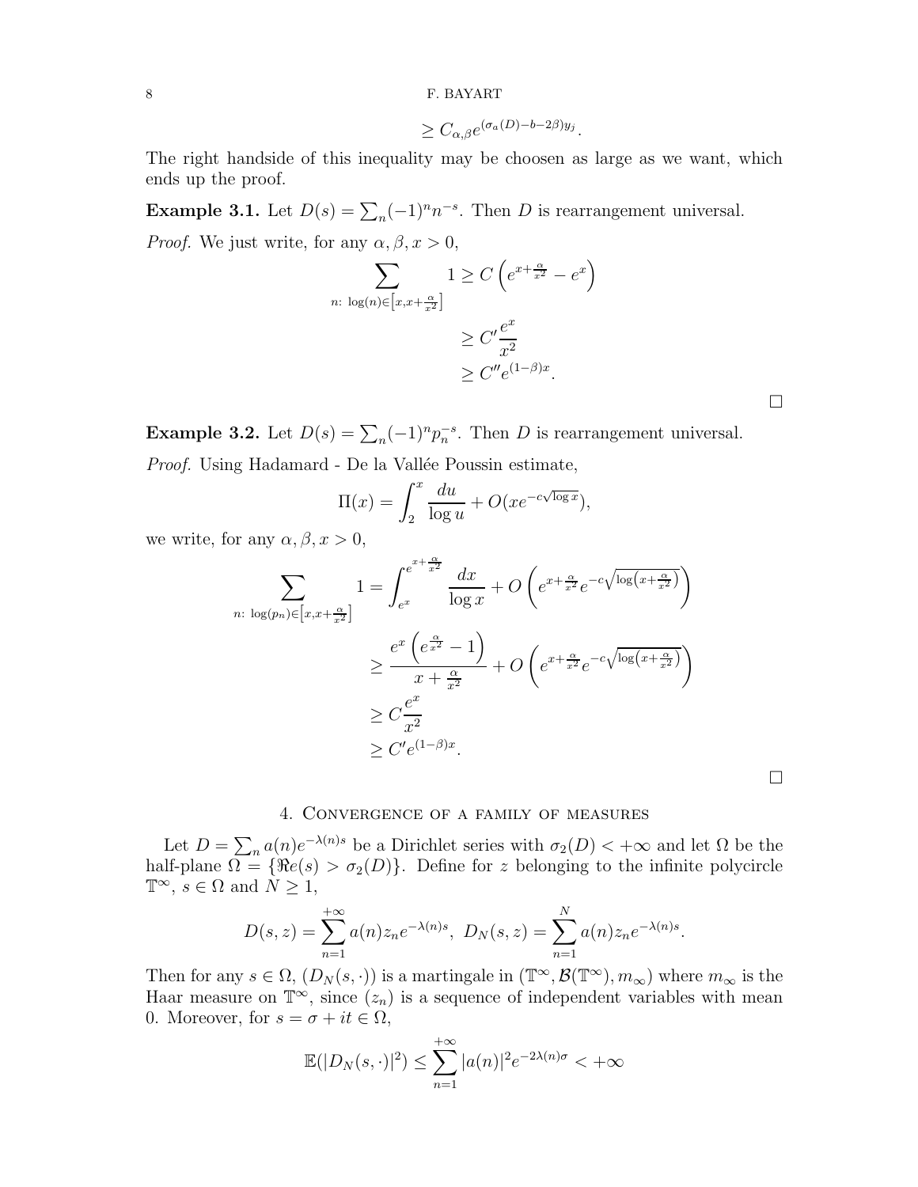$$\geq C_{\alpha,\beta} e^{(\sigma_a(D)-b-2\beta)y_j}.$$

The right handside of this inequality may be choosen as large as we want, which ends up the proof.

**Example 3.1.** Let $D(s)=\sum_n (-1)^n n^{-s}$. Then $D$ is rearrangement universal.

*Proof.* We just write, for any $\alpha,\beta,x>0$,

$$\begin{aligned}
\sum_{n:\ \log(n)\in\left[x,x+\frac{\alpha}{x^2}\right]} 1 &\geq C\left(e^{x+\frac{\alpha}{x^2}}-e^x\right)\\
&\geq C'\frac{e^x}{x^2}\\
&\geq C'' e^{(1-\beta)x}.
\end{aligned}$$

□

**Example 3.2.** Let $D(s)=\sum_n (-1)^n p_n^{-s}$. Then $D$ is rearrangement universal.

*Proof.* Using Hadamard - De la Vallée Poussin estimate,

$$\Pi(x)=\int_2^x \frac{du}{\log u}+O(xe^{-c\sqrt{\log x}}),$$

we write, for any $\alpha,\beta,x>0$,

$$\begin{aligned}
\sum_{n:\ \log(p_n)\in\left[x,x+\frac{\alpha}{x^2}\right]} 1 &= \int_{e^x}^{e^{x+\frac{\alpha}{x^2}}}\frac{dx}{\log x}+O\left(e^{x+\frac{\alpha}{x^2}}e^{-c\sqrt{\log\left(x+\frac{\alpha}{x^2}\right)}}\right)\\
&\geq \frac{e^x\left(e^{\frac{\alpha}{x^2}}-1\right)}{x+\frac{\alpha}{x^2}}+O\left(e^{x+\frac{\alpha}{x^2}}e^{-c\sqrt{\log\left(x+\frac{\alpha}{x^2}\right)}}\right)\\
&\geq C\frac{e^x}{x^2}\\
&\geq C' e^{(1-\beta)x}.
\end{aligned}$$

□

## 4. Convergence of a family of measures

Let $D=\sum_n a(n)e^{-\lambda(n)s}$ be a Dirichlet series with $\sigma_2(D)<+\infty$ and let $\Omega$ be the half-plane $\Omega=\{\Re e(s)>\sigma_2(D)\}$. Define for $z$ belonging to the infinite polycircle $\mathbb{T}^\infty$, $s\in\Omega$ and $N\geq 1$,

$$D(s,z)=\sum_{n=1}^{+\infty} a(n)z_n e^{-\lambda(n)s},\ D_N(s,z)=\sum_{n=1}^{N} a(n)z_n e^{-\lambda(n)s}.$$

Then for any $s\in\Omega$, $(D_N(s,\cdot))$ is a martingale in $(\mathbb{T}^\infty,\mathcal{B}(\mathbb{T}^\infty),m_\infty)$ where $m_\infty$ is the Haar measure on $\mathbb{T}^\infty$, since $(z_n)$ is a sequence of independent variables with mean 0. Moreover, for $s=\sigma+it\in\Omega$,

$$\mathbb{E}(|D_N(s,\cdot)|^2)\leq \sum_{n=1}^{+\infty}|a(n)|^2 e^{-2\lambda(n)\sigma}<+\infty$$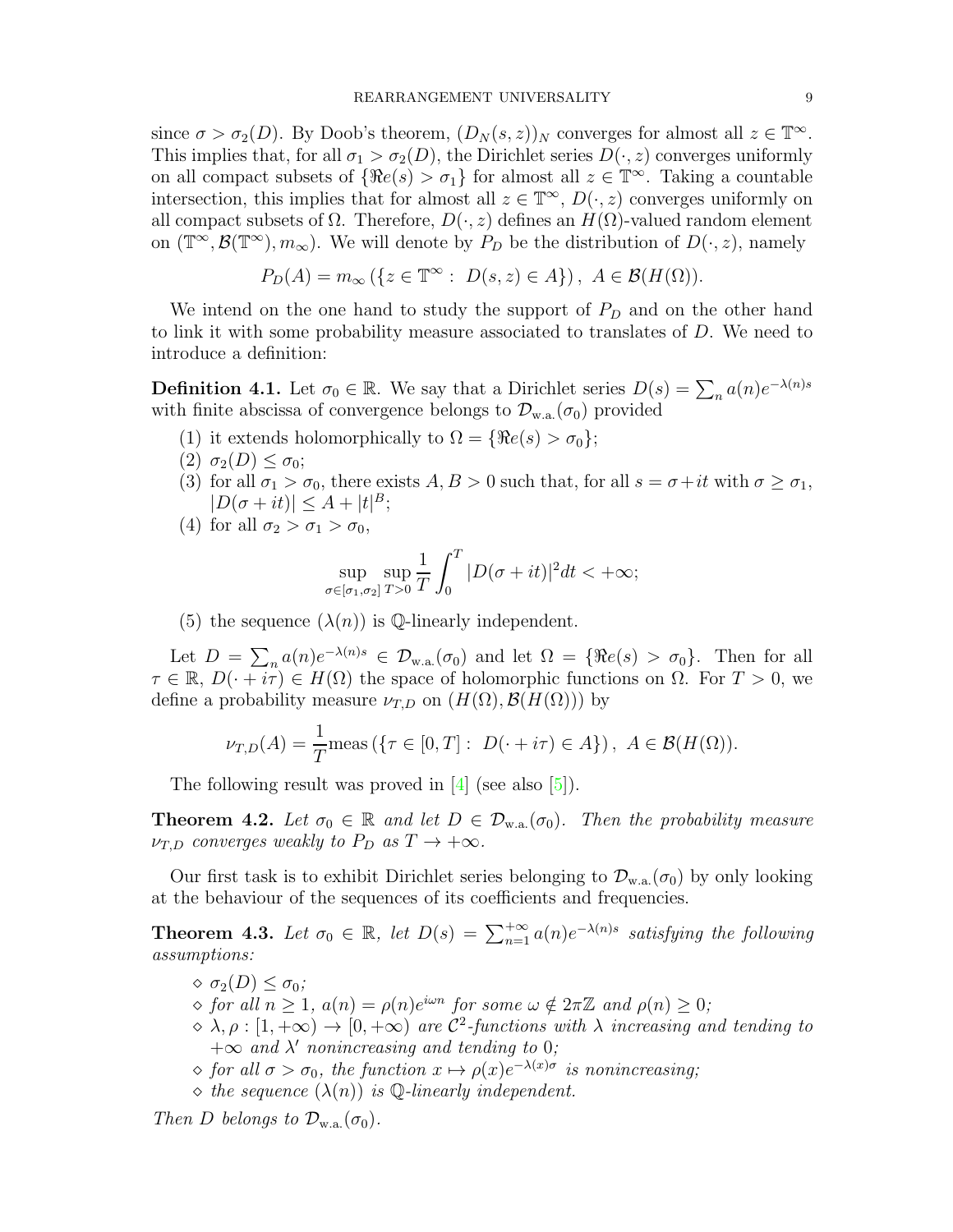since $\sigma > \sigma_2(D)$. By Doob's theorem, $(D_N(s,z))_N$ converges for almost all $z \in \mathbb{T}^\infty$. This implies that, for all $\sigma_1 > \sigma_2(D)$, the Dirichlet series $D(\cdot, z)$ converges uniformly on all compact subsets of $\{\Re e(s) > \sigma_1\}$ for almost all $z \in \mathbb{T}^\infty$. Taking a countable intersection, this implies that for almost all $z \in \mathbb{T}^\infty$, $D(\cdot, z)$ converges uniformly on all compact subsets of $\Omega$. Therefore, $D(\cdot, z)$ defines an $H(\Omega)$-valued random element on $(\mathbb{T}^\infty, \mathcal{B}(\mathbb{T}^\infty), m_\infty)$. We will denote by $P_D$ be the distribution of $D(\cdot, z)$, namely

$$P_D(A) = m_\infty\left(\{z \in \mathbb{T}^\infty : \ D(s,z) \in A\}\right), \ A \in \mathcal{B}(H(\Omega)).$$

We intend on the one hand to study the support of $P_D$ and on the other hand to link it with some probability measure associated to translates of $D$. We need to introduce a definition:

**Definition 4.1.** Let $\sigma_0 \in \mathbb{R}$. We say that a Dirichlet series $D(s) = \sum_n a(n) e^{-\lambda(n)s}$ with finite abscissa of convergence belongs to $\mathcal{D}_{\text{w.a.}}(\sigma_0)$ provided

1. it extends holomorphically to $\Omega = \{\Re e(s) > \sigma_0\}$;
2. $\sigma_2(D) \leq \sigma_0$;
3. for all $\sigma_1 > \sigma_0$, there exists $A, B > 0$ such that, for all $s = \sigma + it$ with $\sigma \geq \sigma_1$, $|D(\sigma + it)| \leq A + |t|^B$;
4. for all $\sigma_2 > \sigma_1 > \sigma_0$,
$$\sup_{\sigma \in [\sigma_1, \sigma_2]} \sup_{T > 0} \frac{1}{T} \int_0^T |D(\sigma + it)|^2 dt < +\infty;$$
5. the sequence $(\lambda(n))$ is $\mathbb{Q}$-linearly independent.

Let $D = \sum_n a(n) e^{-\lambda(n)s} \in \mathcal{D}_{\text{w.a.}}(\sigma_0)$ and let $\Omega = \{\Re e(s) > \sigma_0\}$. Then for all $\tau \in \mathbb{R}$, $D(\cdot + i\tau) \in H(\Omega)$ the space of holomorphic functions on $\Omega$. For $T > 0$, we define a probability measure $\nu_{T,D}$ on $(H(\Omega), \mathcal{B}(H(\Omega)))$ by

$$\nu_{T,D}(A) = \frac{1}{T} \text{meas}\left(\{\tau \in [0,T] : \ D(\cdot + i\tau) \in A\}\right), \ A \in \mathcal{B}(H(\Omega)).$$

The following result was proved in [4] (see also [5]).

**Theorem 4.2.** *Let $\sigma_0 \in \mathbb{R}$ and let $D \in \mathcal{D}_{\text{w.a.}}(\sigma_0)$. Then the probability measure $\nu_{T,D}$ converges weakly to $P_D$ as $T \to +\infty$.*

Our first task is to exhibit Dirichlet series belonging to $\mathcal{D}_{\text{w.a.}}(\sigma_0)$ by only looking at the behaviour of the sequences of its coefficients and frequencies.

**Theorem 4.3.** *Let $\sigma_0 \in \mathbb{R}$, let $D(s) = \sum_{n=1}^{+\infty} a(n) e^{-\lambda(n)s}$ satisfying the following assumptions:*

- ⋄ *$\sigma_2(D) \leq \sigma_0$;*
- ⋄ *for all $n \geq 1$, $a(n) = \rho(n) e^{i\omega n}$ for some $\omega \notin 2\pi\mathbb{Z}$ and $\rho(n) \geq 0$;*
- ⋄ *$\lambda, \rho : [1, +\infty) \to [0, +\infty)$ are $\mathcal{C}^2$-functions with $\lambda$ increasing and tending to $+\infty$ and $\lambda'$ nonincreasing and tending to $0$;*
- ⋄ *for all $\sigma > \sigma_0$, the function $x \mapsto \rho(x) e^{-\lambda(x)\sigma}$ is nonincreasing;*
- ⋄ *the sequence $(\lambda(n))$ is $\mathbb{Q}$-linearly independent.*

*Then $D$ belongs to $\mathcal{D}_{\text{w.a.}}(\sigma_0)$.*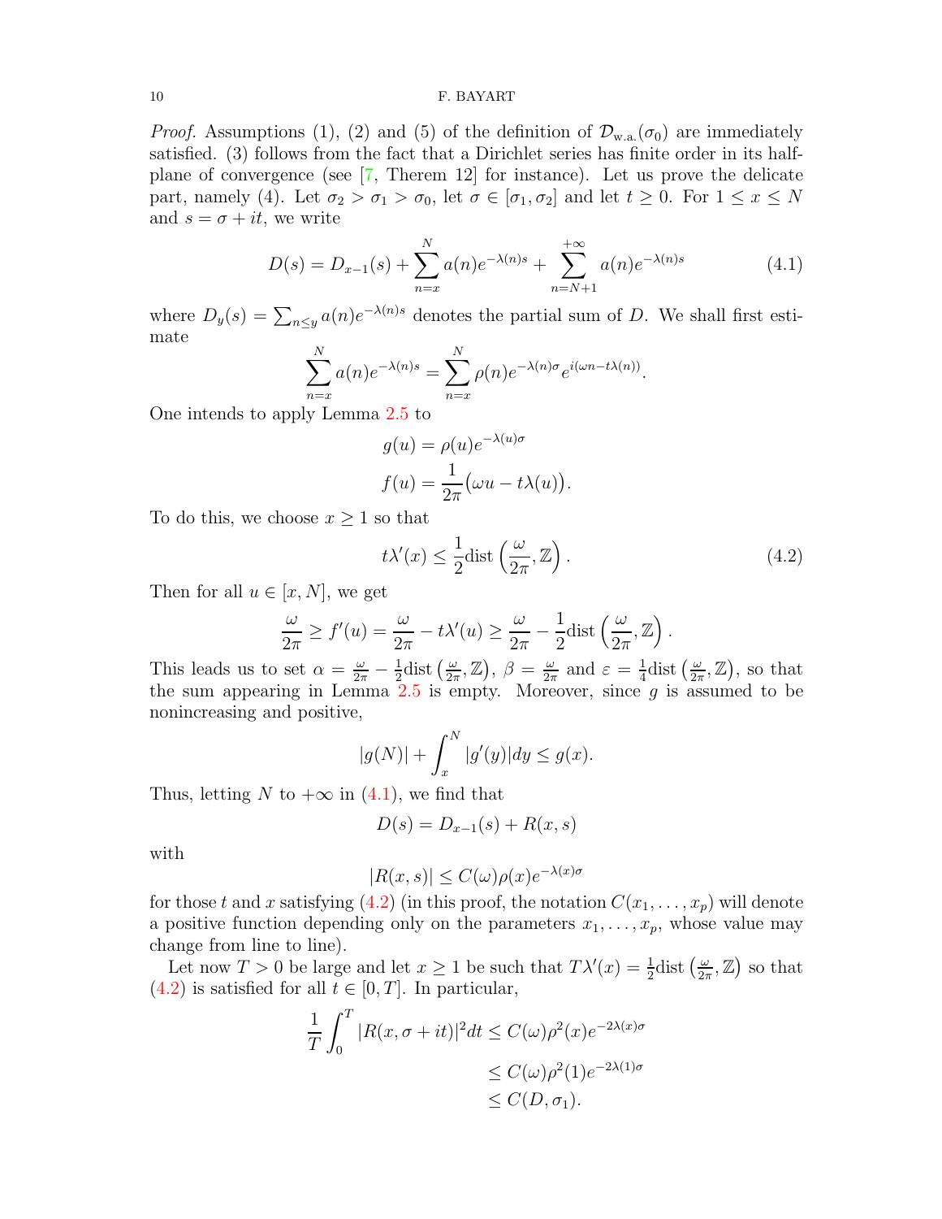*Proof.* Assumptions (1), (2) and (5) of the definition of $\mathcal{D}_{\mathrm{w.a.}}(\sigma_0)$ are immediately satisfied. (3) follows from the fact that a Dirichlet series has finite order in its half-plane of convergence (see [7, Therem 12] for instance). Let us prove the delicate part, namely (4). Let $\sigma_2 > \sigma_1 > \sigma_0$, let $\sigma \in [\sigma_1, \sigma_2]$ and let $t \geq 0$. For $1 \leq x \leq N$ and $s = \sigma + it$, we write

$$D(s) = D_{x-1}(s) + \sum_{n=x}^{N} a(n)e^{-\lambda(n)s} + \sum_{n=N+1}^{+\infty} a(n)e^{-\lambda(n)s} \tag{4.1}$$

where $D_y(s) = \sum_{n\leq y} a(n)e^{-\lambda(n)s}$ denotes the partial sum of $D$. We shall first estimate

$$\sum_{n=x}^{N} a(n)e^{-\lambda(n)s} = \sum_{n=x}^{N} \rho(n)e^{-\lambda(n)\sigma}e^{i(\omega n - t\lambda(n))}.$$

One intends to apply Lemma 2.5 to

$$\begin{aligned} g(u) &= \rho(u)e^{-\lambda(u)\sigma} \\ f(u) &= \frac{1}{2\pi}\big(\omega u - t\lambda(u)\big). \end{aligned}$$

To do this, we choose $x \geq 1$ so that

$$t\lambda'(x) \leq \frac{1}{2}\mathrm{dist}\left(\frac{\omega}{2\pi}, \mathbb{Z}\right). \tag{4.2}$$

Then for all $u \in [x, N]$, we get

$$\frac{\omega}{2\pi} \geq f'(u) = \frac{\omega}{2\pi} - t\lambda'(u) \geq \frac{\omega}{2\pi} - \frac{1}{2}\mathrm{dist}\left(\frac{\omega}{2\pi}, \mathbb{Z}\right).$$

This leads us to set $\alpha = \frac{\omega}{2\pi} - \frac{1}{2}\mathrm{dist}\left(\frac{\omega}{2\pi}, \mathbb{Z}\right)$, $\beta = \frac{\omega}{2\pi}$ and $\varepsilon = \frac{1}{4}\mathrm{dist}\left(\frac{\omega}{2\pi}, \mathbb{Z}\right)$, so that the sum appearing in Lemma 2.5 is empty. Moreover, since $g$ is assumed to be nonincreasing and positive,

$$|g(N)| + \int_x^N |g'(y)|dy \leq g(x).$$

Thus, letting $N$ to $+\infty$ in (4.1), we find that

$$D(s) = D_{x-1}(s) + R(x, s)$$

with

$$|R(x, s)| \leq C(\omega)\rho(x)e^{-\lambda(x)\sigma}$$

for those $t$ and $x$ satisfying (4.2) (in this proof, the notation $C(x_1, \ldots, x_p)$ will denote a positive function depending only on the parameters $x_1, \ldots, x_p$, whose value may change from line to line).

Let now $T > 0$ be large and let $x \geq 1$ be such that $T\lambda'(x) = \frac{1}{2}\mathrm{dist}\left(\frac{\omega}{2\pi}, \mathbb{Z}\right)$ so that (4.2) is satisfied for all $t \in [0, T]$. In particular,

$$\begin{aligned} \frac{1}{T}\int_0^T |R(x, \sigma + it)|^2 dt &\leq C(\omega)\rho^2(x)e^{-2\lambda(x)\sigma} \\ &\leq C(\omega)\rho^2(1)e^{-2\lambda(1)\sigma} \\ &\leq C(D, \sigma_1). \end{aligned}$$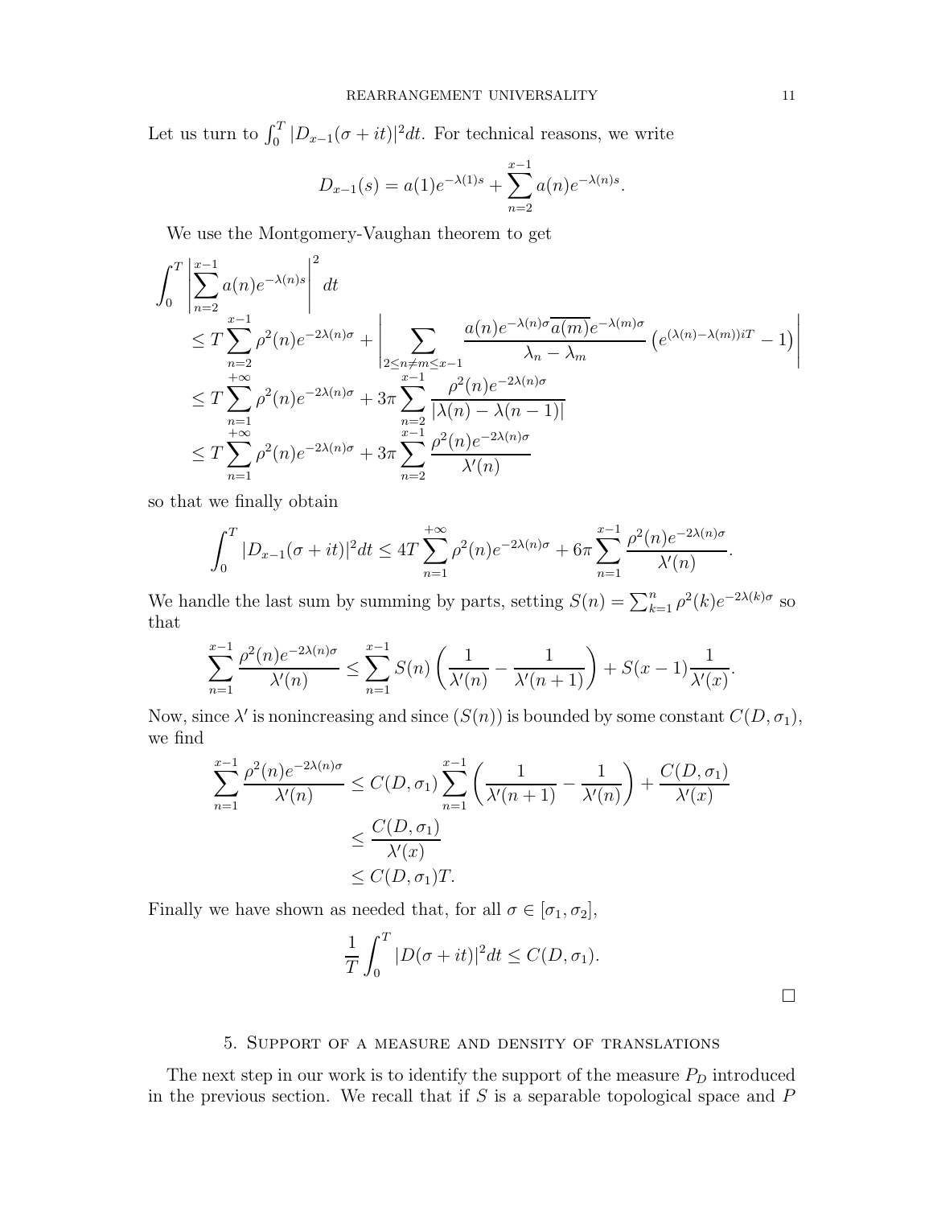Let us turn to $\int_0^T |D_{x-1}(\sigma+it)|^2 dt$. For technical reasons, we write

$$D_{x-1}(s) = a(1)e^{-\lambda(1)s} + \sum_{n=2}^{x-1} a(n)e^{-\lambda(n)s}.$$

We use the Montgomery-Vaughan theorem to get

$$\begin{aligned}
\int_0^T \left|\sum_{n=2}^{x-1} a(n)e^{-\lambda(n)s}\right|^2 dt
&\leq T\sum_{n=2}^{x-1} \rho^2(n)e^{-2\lambda(n)\sigma} + \left|\sum_{2\leq n\neq m\leq x-1} \frac{a(n)e^{-\lambda(n)\sigma}\overline{a(m)}e^{-\lambda(m)\sigma}}{\lambda_n-\lambda_m}\left(e^{(\lambda(n)-\lambda(m))iT}-1\right)\right| \\
&\leq T\sum_{n=1}^{+\infty} \rho^2(n)e^{-2\lambda(n)\sigma} + 3\pi\sum_{n=2}^{x-1}\frac{\rho^2(n)e^{-2\lambda(n)\sigma}}{|\lambda(n)-\lambda(n-1)|} \\
&\leq T\sum_{n=1}^{+\infty} \rho^2(n)e^{-2\lambda(n)\sigma} + 3\pi\sum_{n=2}^{x-1}\frac{\rho^2(n)e^{-2\lambda(n)\sigma}}{\lambda'(n)}
\end{aligned}$$

so that we finally obtain

$$\int_0^T |D_{x-1}(\sigma+it)|^2 dt \leq 4T\sum_{n=1}^{+\infty}\rho^2(n)e^{-2\lambda(n)\sigma} + 6\pi\sum_{n=1}^{x-1}\frac{\rho^2(n)e^{-2\lambda(n)\sigma}}{\lambda'(n)}.$$

We handle the last sum by summing by parts, setting $S(n) = \sum_{k=1}^n \rho^2(k)e^{-2\lambda(k)\sigma}$ so that

$$\sum_{n=1}^{x-1}\frac{\rho^2(n)e^{-2\lambda(n)\sigma}}{\lambda'(n)} \leq \sum_{n=1}^{x-1} S(n)\left(\frac{1}{\lambda'(n)} - \frac{1}{\lambda'(n+1)}\right) + S(x-1)\frac{1}{\lambda'(x)}.$$

Now, since $\lambda'$ is nonincreasing and since $(S(n))$ is bounded by some constant $C(D,\sigma_1)$, we find

$$\begin{aligned}
\sum_{n=1}^{x-1}\frac{\rho^2(n)e^{-2\lambda(n)\sigma}}{\lambda'(n)} &\leq C(D,\sigma_1)\sum_{n=1}^{x-1}\left(\frac{1}{\lambda'(n+1)} - \frac{1}{\lambda'(n)}\right) + \frac{C(D,\sigma_1)}{\lambda'(x)} \\
&\leq \frac{C(D,\sigma_1)}{\lambda'(x)} \\
&\leq C(D,\sigma_1)T.
\end{aligned}$$

Finally we have shown as needed that, for all $\sigma\in[\sigma_1,\sigma_2]$,

$$\frac{1}{T}\int_0^T |D(\sigma+it)|^2 dt \leq C(D,\sigma_1).$$

□

## 5. Support of a measure and density of translations

The next step in our work is to identify the support of the measure $P_D$ introduced in the previous section. We recall that if $S$ is a separable topological space and $P$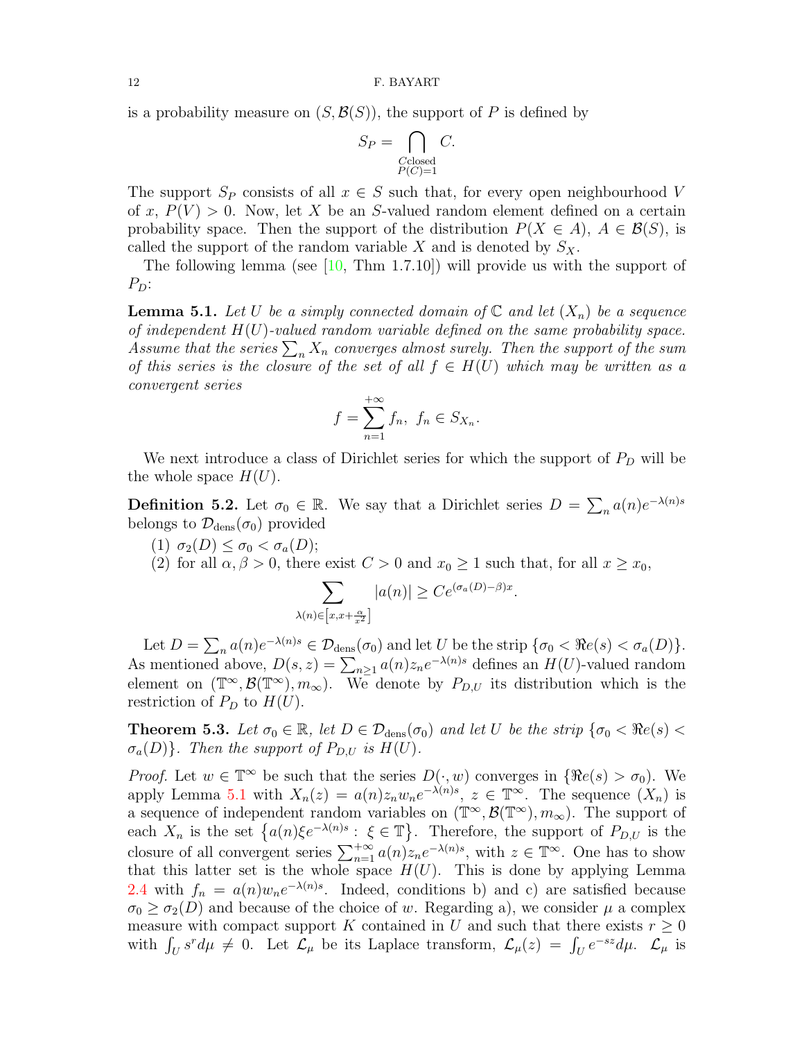is a probability measure on $(S, \mathcal{B}(S))$, the support of $P$ is defined by

$$S_P = \bigcap_{\substack{C \text{closed} \\ P(C)=1}} C.$$

The support $S_P$ consists of all $x \in S$ such that, for every open neighbourhood $V$ of $x$, $P(V) > 0$. Now, let $X$ be an $S$-valued random element defined on a certain probability space. Then the support of the distribution $P(X \in A)$, $A \in \mathcal{B}(S)$, is called the support of the random variable $X$ and is denoted by $S_X$.

The following lemma (see [10, Thm 1.7.10]) will provide us with the support of $P_D$:

**Lemma 5.1.** *Let $U$ be a simply connected domain of $\mathbb{C}$ and let $(X_n)$ be a sequence of independent $H(U)$-valued random variable defined on the same probability space. Assume that the series $\sum_n X_n$ converges almost surely. Then the support of the sum of this series is the closure of the set of all $f \in H(U)$ which may be written as a convergent series*

$$f = \sum_{n=1}^{+\infty} f_n, \ \ f_n \in S_{X_n}.$$

We next introduce a class of Dirichlet series for which the support of $P_D$ will be the whole space $H(U)$.

**Definition 5.2.** Let $\sigma_0 \in \mathbb{R}$. We say that a Dirichlet series $D = \sum_n a(n) e^{-\lambda(n)s}$ belongs to $\mathcal{D}_{\text{dens}}(\sigma_0)$ provided

1. $\sigma_2(D) \leq \sigma_0 < \sigma_a(D)$;
2. for all $\alpha, \beta > 0$, there exist $C > 0$ and $x_0 \geq 1$ such that, for all $x \geq x_0$,

$$\sum_{\lambda(n) \in \left[x, x+\frac{\alpha}{x^2}\right]} |a(n)| \geq C e^{(\sigma_a(D)-\beta)x}.$$

Let $D = \sum_n a(n) e^{-\lambda(n)s} \in \mathcal{D}_{\text{dens}}(\sigma_0)$ and let $U$ be the strip $\{\sigma_0 < \Re e(s) < \sigma_a(D)\}$. As mentioned above, $D(s,z) = \sum_{n\geq 1} a(n) z_n e^{-\lambda(n)s}$ defines an $H(U)$-valued random element on $(\mathbb{T}^\infty, \mathcal{B}(\mathbb{T}^\infty), m_\infty)$. We denote by $P_{D,U}$ its distribution which is the restriction of $P_D$ to $H(U)$.

**Theorem 5.3.** *Let $\sigma_0 \in \mathbb{R}$, let $D \in \mathcal{D}_{\text{dens}}(\sigma_0)$ and let $U$ be the strip $\{\sigma_0 < \Re e(s) < \sigma_a(D)\}$. Then the support of $P_{D,U}$ is $H(U)$.*

*Proof.* Let $w \in \mathbb{T}^\infty$ be such that the series $D(\cdot, w)$ converges in $\{\Re e(s) > \sigma_0\}$. We apply Lemma 5.1 with $X_n(z) = a(n) z_n w_n e^{-\lambda(n)s}$, $z \in \mathbb{T}^\infty$. The sequence $(X_n)$ is a sequence of independent random variables on $(\mathbb{T}^\infty, \mathcal{B}(\mathbb{T}^\infty), m_\infty)$. The support of each $X_n$ is the set $\left\{a(n)\xi e^{-\lambda(n)s} : \ \xi \in \mathbb{T}\right\}$. Therefore, the support of $P_{D,U}$ is the closure of all convergent series $\sum_{n=1}^{+\infty} a(n) z_n e^{-\lambda(n)s}$, with $z \in \mathbb{T}^\infty$. One has to show that this latter set is the whole space $H(U)$. This is done by applying Lemma 2.4 with $f_n = a(n) w_n e^{-\lambda(n)s}$. Indeed, conditions b) and c) are satisfied because $\sigma_0 \geq \sigma_2(D)$ and because of the choice of $w$. Regarding a), we consider $\mu$ a complex measure with compact support $K$ contained in $U$ and such that there exists $r \geq 0$ with $\int_U s^r d\mu \neq 0$. Let $\mathcal{L}_\mu$ be its Laplace transform, $\mathcal{L}_\mu(z) = \int_U e^{-sz} d\mu$. $\mathcal{L}_\mu$ is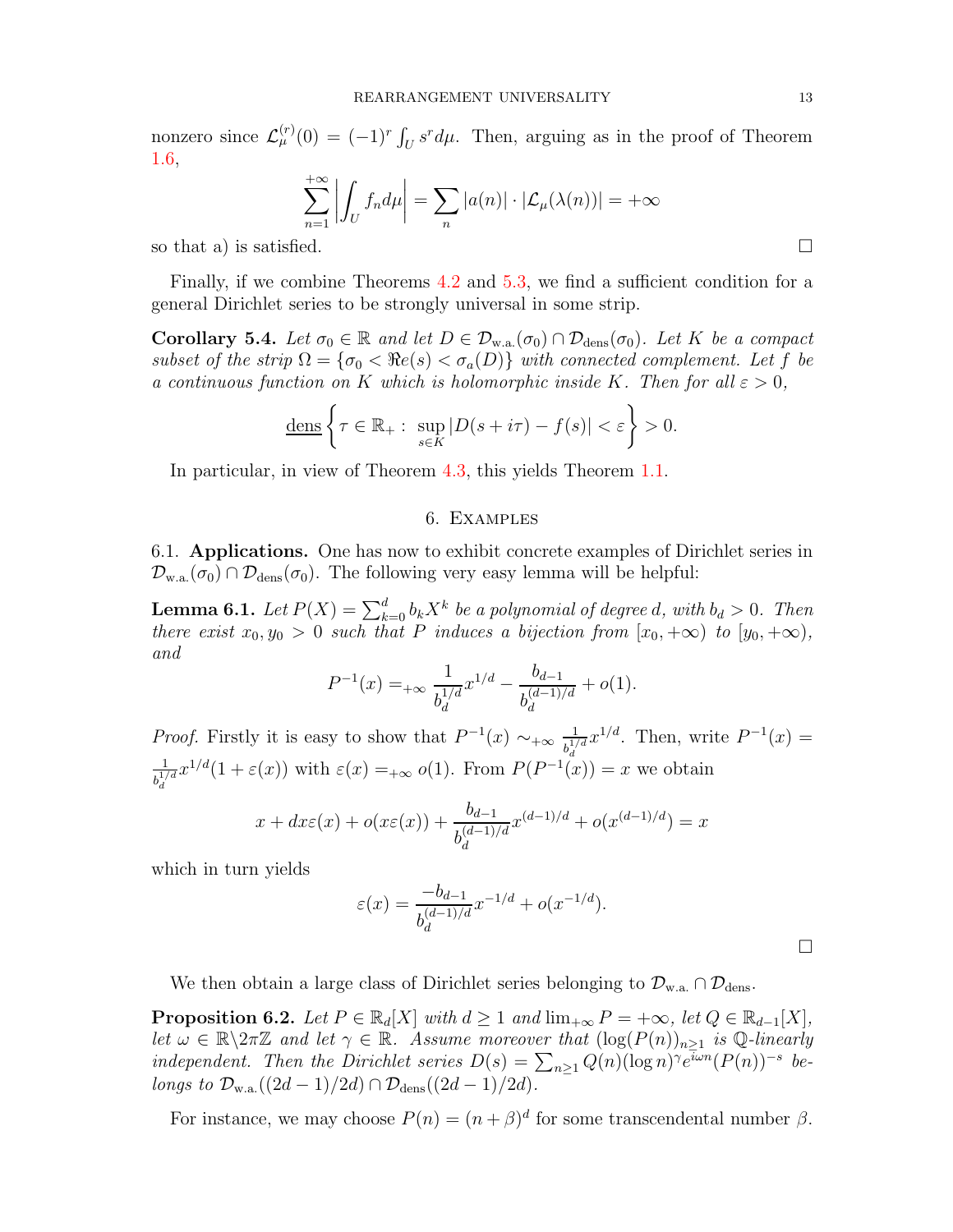nonzero since $\mathcal{L}_\mu^{(r)}(0) = (-1)^r \int_U s^r d\mu$. Then, arguing as in the proof of Theorem 1.6,

$$\sum_{n=1}^{+\infty} \left| \int_U f_n d\mu \right| = \sum_n |a(n)| \cdot |\mathcal{L}_\mu(\lambda(n))| = +\infty$$

so that a) is satisfied. □

Finally, if we combine Theorems 4.2 and 5.3, we find a sufficient condition for a general Dirichlet series to be strongly universal in some strip.

**Corollary 5.4.** *Let $\sigma_0 \in \mathbb{R}$ and let $D \in \mathcal{D}_{\text{w.a.}}(\sigma_0) \cap \mathcal{D}_{\text{dens}}(\sigma_0)$. Let $K$ be a compact subset of the strip $\Omega = \{\sigma_0 < \Re e(s) < \sigma_a(D)\}$ with connected complement. Let $f$ be a continuous function on $K$ which is holomorphic inside $K$. Then for all $\varepsilon > 0$,*

$$\underline{\text{dens}} \left\{ \tau \in \mathbb{R}_+ : \sup_{s \in K} |D(s + i\tau) - f(s)| < \varepsilon \right\} > 0.$$

In particular, in view of Theorem 4.3, this yields Theorem 1.1.

## 6. Examples

6.1. **Applications.** One has now to exhibit concrete examples of Dirichlet series in $\mathcal{D}_{\text{w.a.}}(\sigma_0) \cap \mathcal{D}_{\text{dens}}(\sigma_0)$. The following very easy lemma will be helpful:

**Lemma 6.1.** *Let $P(X) = \sum_{k=0}^d b_k X^k$ be a polynomial of degree $d$, with $b_d > 0$. Then there exist $x_0, y_0 > 0$ such that $P$ induces a bijection from $[x_0, +\infty)$ to $[y_0, +\infty)$, and*

$$P^{-1}(x) =_{+\infty} \frac{1}{b_d^{1/d}} x^{1/d} - \frac{b_{d-1}}{b_d^{(d-1)/d}} + o(1).$$

*Proof.* Firstly it is easy to show that $P^{-1}(x) \sim_{+\infty} \frac{1}{b_d^{1/d}} x^{1/d}$. Then, write $P^{-1}(x) = \frac{1}{b_d^{1/d}} x^{1/d}(1 + \varepsilon(x))$ with $\varepsilon(x) =_{+\infty} o(1)$. From $P(P^{-1}(x)) = x$ we obtain

$$x + dx\varepsilon(x) + o(x\varepsilon(x)) + \frac{b_{d-1}}{b_d^{(d-1)/d}} x^{(d-1)/d} + o(x^{(d-1)/d}) = x$$

which in turn yields

$$\varepsilon(x) = \frac{-b_{d-1}}{b_d^{(d-1)/d}} x^{-1/d} + o(x^{-1/d}).$$

□

We then obtain a large class of Dirichlet series belonging to $\mathcal{D}_{\text{w.a.}} \cap \mathcal{D}_{\text{dens}}$.

**Proposition 6.2.** *Let $P \in \mathbb{R}_d[X]$ with $d \geq 1$ and $\lim_{+\infty} P = +\infty$, let $Q \in \mathbb{R}_{d-1}[X]$, let $\omega \in \mathbb{R} \backslash 2\pi\mathbb{Z}$ and let $\gamma \in \mathbb{R}$. Assume moreover that $(\log(P(n)))_{n \geq 1}$ is $\mathbb{Q}$-linearly independent. Then the Dirichlet series $D(s) = \sum_{n \geq 1} Q(n)(\log n)^\gamma e^{i\omega n}(P(n))^{-s}$ belongs to $\mathcal{D}_{\text{w.a.}}((2d-1)/2d) \cap \mathcal{D}_{\text{dens}}((2d-1)/2d)$.*

For instance, we may choose $P(n) = (n + \beta)^d$ for some transcendental number $\beta$.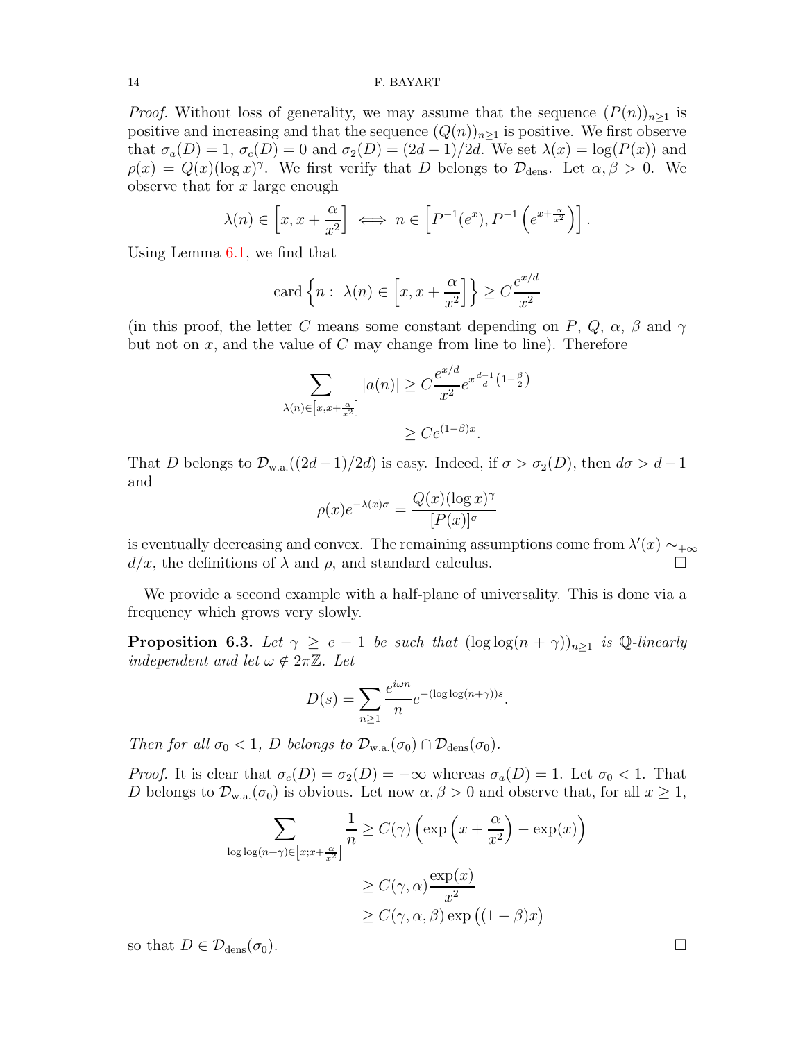*Proof.* Without loss of generality, we may assume that the sequence $(P(n))_{n\geq 1}$ is positive and increasing and that the sequence $(Q(n))_{n\geq 1}$ is positive. We first observe that $\sigma_a(D)=1$, $\sigma_c(D)=0$ and $\sigma_2(D)=(2d-1)/2d$. We set $\lambda(x)=\log(P(x))$ and $\rho(x)=Q(x)(\log x)^\gamma$. We first verify that $D$ belongs to $\mathcal{D}_{\text{dens}}$. Let $\alpha,\beta>0$. We observe that for $x$ large enough

$$\lambda(n)\in\left[x,x+\frac{\alpha}{x^2}\right]\iff n\in\left[P^{-1}(e^x),P^{-1}\left(e^{x+\frac{\alpha}{x^2}}\right)\right].$$

Using Lemma 6.1, we find that

$$\operatorname{card}\left\{n:\ \lambda(n)\in\left[x,x+\frac{\alpha}{x^2}\right]\right\}\geq C\frac{e^{x/d}}{x^2}$$

(in this proof, the letter $C$ means some constant depending on $P$, $Q$, $\alpha$, $\beta$ and $\gamma$ but not on $x$, and the value of $C$ may change from line to line). Therefore

$$\begin{aligned}\sum_{\lambda(n)\in\left[x,x+\frac{\alpha}{x^2}\right]}|a(n)| &\geq C\frac{e^{x/d}}{x^2}e^{x\frac{d-1}{d}\left(1-\frac{\beta}{2}\right)}\\ &\geq Ce^{(1-\beta)x}.\end{aligned}$$

That $D$ belongs to $\mathcal{D}_{\text{w.a.}}((2d-1)/2d)$ is easy. Indeed, if $\sigma>\sigma_2(D)$, then $d\sigma>d-1$ and

$$\rho(x)e^{-\lambda(x)\sigma}=\frac{Q(x)(\log x)^\gamma}{[P(x)]^\sigma}$$

is eventually decreasing and convex. The remaining assumptions come from $\lambda'(x)\sim_{+\infty} d/x$, the definitions of $\lambda$ and $\rho$, and standard calculus. □

We provide a second example with a half-plane of universality. This is done via a frequency which grows very slowly.

**Proposition 6.3.** *Let $\gamma\geq e-1$ be such that $(\log\log(n+\gamma))_{n\geq 1}$ is $\mathbb{Q}$-linearly independent and let $\omega\notin 2\pi\mathbb{Z}$. Let*

$$D(s)=\sum_{n\geq 1}\frac{e^{i\omega n}}{n}e^{-(\log\log(n+\gamma))s}.$$

*Then for all $\sigma_0<1$, $D$ belongs to $\mathcal{D}_{\text{w.a.}}(\sigma_0)\cap\mathcal{D}_{\text{dens}}(\sigma_0)$.*

*Proof.* It is clear that $\sigma_c(D)=\sigma_2(D)=-\infty$ whereas $\sigma_a(D)=1$. Let $\sigma_0<1$. That $D$ belongs to $\mathcal{D}_{\text{w.a.}}(\sigma_0)$ is obvious. Let now $\alpha,\beta>0$ and observe that, for all $x\geq 1$,

$$\begin{aligned}\sum_{\log\log(n+\gamma)\in\left[x;x+\frac{\alpha}{x^2}\right]}\frac{1}{n} &\geq C(\gamma)\left(\exp\left(x+\frac{\alpha}{x^2}\right)-\exp(x)\right)\\ &\geq C(\gamma,\alpha)\frac{\exp(x)}{x^2}\\ &\geq C(\gamma,\alpha,\beta)\exp\big((1-\beta)x\big)\end{aligned}$$

so that $D\in\mathcal{D}_{\text{dens}}(\sigma_0)$. □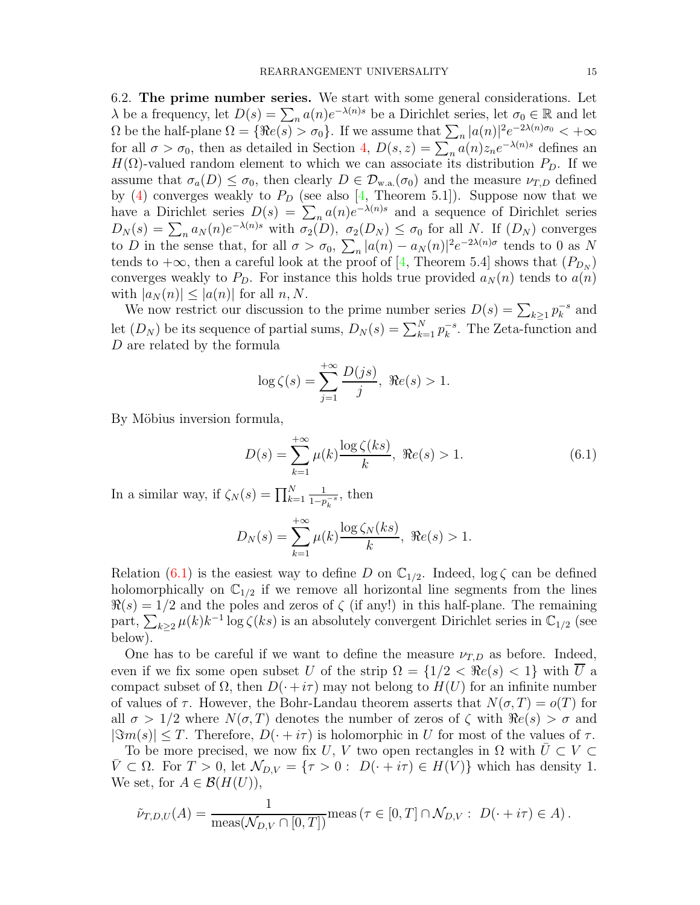6.2. **The prime number series.** We start with some general considerations. Let $\lambda$ be a frequency, let $D(s)=\sum_n a(n)e^{-\lambda(n)s}$ be a Dirichlet series, let $\sigma_0\in\mathbb{R}$ and let $\Omega$ be the half-plane $\Omega=\{\Re e(s)>\sigma_0\}$. If we assume that $\sum_n |a(n)|^2 e^{-2\lambda(n)\sigma_0}<+\infty$ for all $\sigma>\sigma_0$, then as detailed in Section 4, $D(s,z)=\sum_n a(n)z_n e^{-\lambda(n)s}$ defines an $H(\Omega)$-valued random element to which we can associate its distribution $P_D$. If we assume that $\sigma_a(D)\leq\sigma_0$, then clearly $D\in\mathcal{D}_{\text{w.a.}}(\sigma_0)$ and the measure $\nu_{T,D}$ defined by (4) converges weakly to $P_D$ (see also [4, Theorem 5.1]). Suppose now that we have a Dirichlet series $D(s)=\sum_n a(n)e^{-\lambda(n)s}$ and a sequence of Dirichlet series $D_N(s)=\sum_n a_N(n)e^{-\lambda(n)s}$ with $\sigma_2(D),\ \sigma_2(D_N)\leq\sigma_0$ for all $N$. If $(D_N)$ converges to $D$ in the sense that, for all $\sigma>\sigma_0$, $\sum_n |a(n)-a_N(n)|^2 e^{-2\lambda(n)\sigma}$ tends to 0 as $N$ tends to $+\infty$, then a careful look at the proof of [4, Theorem 5.4] shows that $(P_{D_N})$ converges weakly to $P_D$. For instance this holds true provided $a_N(n)$ tends to $a(n)$ with $|a_N(n)|\leq|a(n)|$ for all $n,N$.

We now restrict our discussion to the prime number series $D(s)=\sum_{k\geq1}p_k^{-s}$ and let $(D_N)$ be its sequence of partial sums, $D_N(s)=\sum_{k=1}^N p_k^{-s}$. The Zeta-function and $D$ are related by the formula

$$\log\zeta(s)=\sum_{j=1}^{+\infty}\frac{D(js)}{j},\ \ \Re e(s)>1.$$

By Möbius inversion formula,

$$D(s)=\sum_{k=1}^{+\infty}\mu(k)\frac{\log\zeta(ks)}{k},\ \ \Re e(s)>1. \tag{6.1}$$

In a similar way, if $\zeta_N(s)=\prod_{k=1}^N\frac{1}{1-p_k^{-s}}$, then

$$D_N(s)=\sum_{k=1}^{+\infty}\mu(k)\frac{\log\zeta_N(ks)}{k},\ \ \Re e(s)>1.$$

Relation (6.1) is the easiest way to define $D$ on $\mathbb{C}_{1/2}$. Indeed, $\log\zeta$ can be defined holomorphically on $\mathbb{C}_{1/2}$ if we remove all horizontal line segments from the lines $\Re(s)=1/2$ and the poles and zeros of $\zeta$ (if any!) in this half-plane. The remaining part, $\sum_{k\geq2}\mu(k)k^{-1}\log\zeta(ks)$ is an absolutely convergent Dirichlet series in $\mathbb{C}_{1/2}$ (see below).

One has to be careful if we want to define the measure $\nu_{T,D}$ as before. Indeed, even if we fix some open subset $U$ of the strip $\Omega=\{1/2<\Re e(s)<1\}$ with $\overline{U}$ a compact subset of $\Omega$, then $D(\cdot+i\tau)$ may not belong to $H(U)$ for an infinite number of values of $\tau$. However, the Bohr-Landau theorem asserts that $N(\sigma,T)=o(T)$ for all $\sigma>1/2$ where $N(\sigma,T)$ denotes the number of zeros of $\zeta$ with $\Re e(s)>\sigma$ and $|\Im m(s)|\leq T$. Therefore, $D(\cdot+i\tau)$ is holomorphic in $U$ for most of the values of $\tau$.

To be more precised, we now fix $U$, $V$ two open rectangles in $\Omega$ with $\bar{U}\subset V\subset\bar{V}\subset\Omega$. For $T>0$, let $\mathcal{N}_{D,V}=\{\tau>0:\ D(\cdot+i\tau)\in H(V)\}$ which has density 1. We set, for $A\in\mathcal{B}(H(U))$,

$$\tilde{\nu}_{T,D,U}(A)=\frac{1}{\operatorname{meas}(\mathcal{N}_{D,V}\cap[0,T])}\operatorname{meas}\left(\tau\in[0,T]\cap\mathcal{N}_{D,V}:\ D(\cdot+i\tau)\in A\right).$$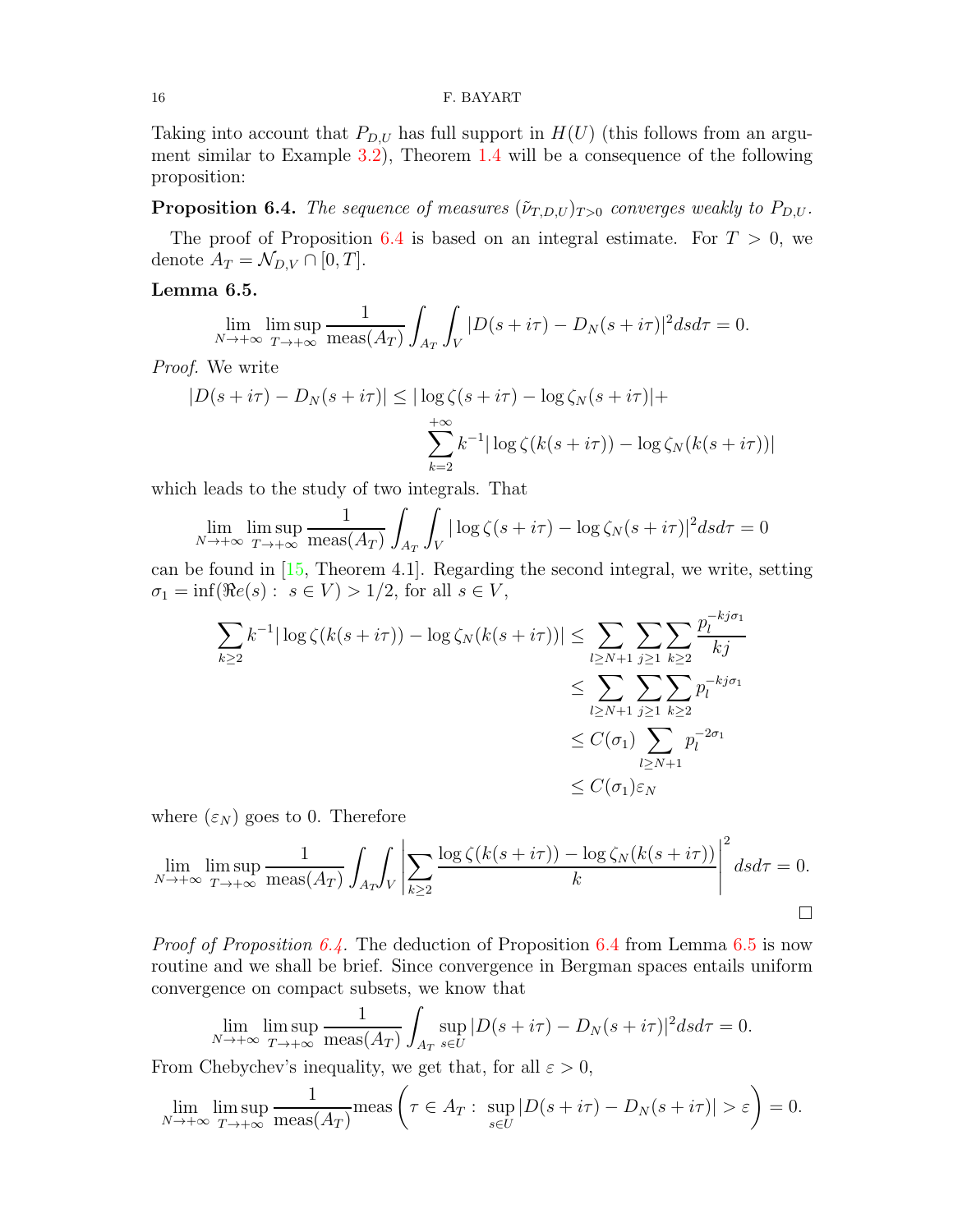Taking into account that $P_{D,U}$ has full support in $H(U)$ (this follows from an argument similar to Example 3.2), Theorem 1.4 will be a consequence of the following proposition:

**Proposition 6.4.** *The sequence of measures $(\tilde{\nu}_{T,D,U})_{T>0}$ converges weakly to $P_{D,U}$.*

The proof of Proposition 6.4 is based on an integral estimate. For $T>0$, we denote $A_T=\mathcal{N}_{D,V}\cap[0,T]$.

**Lemma 6.5.**

$$\lim_{N\to+\infty}\limsup_{T\to+\infty}\frac{1}{\textrm{meas}(A_T)}\int_{A_T}\int_V |D(s+i\tau)-D_N(s+i\tau)|^2 ds d\tau=0.$$

*Proof.* We write

$$|D(s+i\tau)-D_N(s+i\tau)|\leq |\log\zeta(s+i\tau)-\log\zeta_N(s+i\tau)|+\sum_{k=2}^{+\infty}k^{-1}|\log\zeta(k(s+i\tau))-\log\zeta_N(k(s+i\tau))|$$

which leads to the study of two integrals. That

$$\lim_{N\to+\infty}\limsup_{T\to+\infty}\frac{1}{\textrm{meas}(A_T)}\int_{A_T}\int_V |\log\zeta(s+i\tau)-\log\zeta_N(s+i\tau)|^2 ds d\tau=0$$

can be found in [15, Theorem 4.1]. Regarding the second integral, we write, setting $\sigma_1=\inf(\Re e(s):\ s\in V)>1/2$, for all $s\in V$,

$$\begin{aligned}
\sum_{k\geq 2}k^{-1}|\log\zeta(k(s+i\tau))-\log\zeta_N(k(s+i\tau))| &\leq \sum_{l\geq N+1}\sum_{j\geq 1}\sum_{k\geq 2}\frac{p_l^{-kj\sigma_1}}{kj}\\
&\leq \sum_{l\geq N+1}\sum_{j\geq 1}\sum_{k\geq 2}p_l^{-kj\sigma_1}\\
&\leq C(\sigma_1)\sum_{l\geq N+1}p_l^{-2\sigma_1}\\
&\leq C(\sigma_1)\varepsilon_N
\end{aligned}$$

where $(\varepsilon_N)$ goes to 0. Therefore

$$\lim_{N\to+\infty}\limsup_{T\to+\infty}\frac{1}{\textrm{meas}(A_T)}\int_{A_T}\int_V\left|\sum_{k\geq 2}\frac{\log\zeta(k(s+i\tau))-\log\zeta_N(k(s+i\tau))}{k}\right|^2 ds d\tau=0.$$

$\square$

*Proof of Proposition 6.4.* The deduction of Proposition 6.4 from Lemma 6.5 is now routine and we shall be brief. Since convergence in Bergman spaces entails uniform convergence on compact subsets, we know that

$$\lim_{N\to+\infty}\limsup_{T\to+\infty}\frac{1}{\textrm{meas}(A_T)}\int_{A_T}\sup_{s\in U}|D(s+i\tau)-D_N(s+i\tau)|^2 ds d\tau=0.$$

From Chebychev's inequality, we get that, for all $\varepsilon>0$,

$$\lim_{N\to+\infty}\limsup_{T\to+\infty}\frac{1}{\textrm{meas}(A_T)}\textrm{meas}\left(\tau\in A_T:\ \sup_{s\in U}|D(s+i\tau)-D_N(s+i\tau)|>\varepsilon\right)=0.$$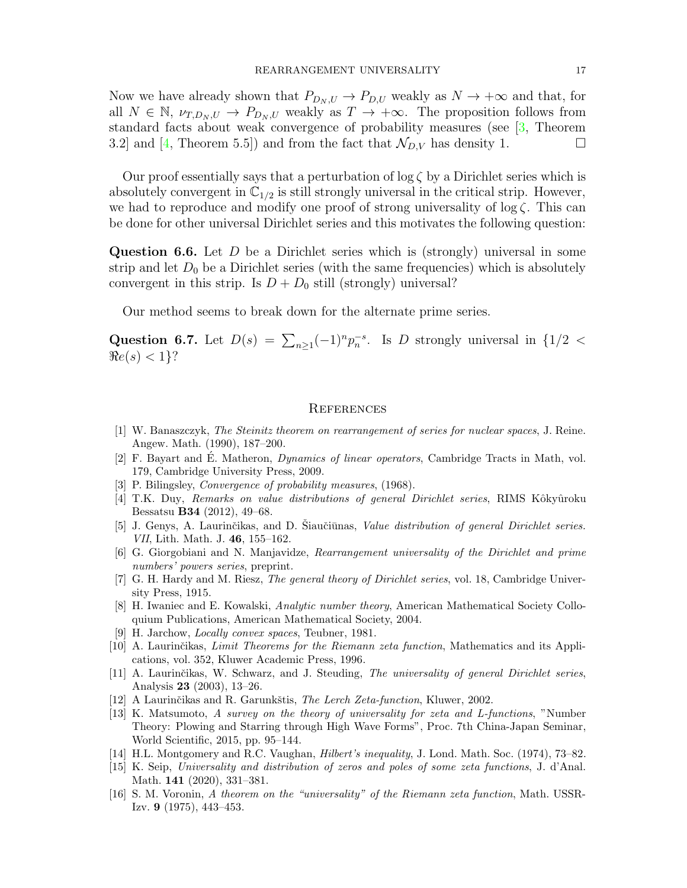Now we have already shown that $P_{D_N,U} \to P_{D,U}$ weakly as $N \to +\infty$ and that, for all $N \in \mathbb{N}$, $\nu_{T,D_N,U} \to P_{D_N,U}$ weakly as $T \to +\infty$. The proposition follows from standard facts about weak convergence of probability measures (see [3, Theorem 3.2] and [4, Theorem 5.5]) and from the fact that $\mathcal{N}_{D,V}$ has density 1. $\square$

Our proof essentially says that a perturbation of $\log \zeta$ by a Dirichlet series which is absolutely convergent in $\mathbb{C}_{1/2}$ is still strongly universal in the critical strip. However, we had to reproduce and modify one proof of strong universality of $\log \zeta$. This can be done for other universal Dirichlet series and this motivates the following question:

**Question 6.6.** Let $D$ be a Dirichlet series which is (strongly) universal in some strip and let $D_0$ be a Dirichlet series (with the same frequencies) which is absolutely convergent in this strip. Is $D + D_0$ still (strongly) universal?

Our method seems to break down for the alternate prime series.

**Question 6.7.** Let $D(s) = \sum_{n\geq 1}(-1)^n p_n^{-s}$. Is $D$ strongly universal in $\{1/2 < \Re e(s) < 1\}$?

## References

[1] W. Banaszczyk, *The Steinitz theorem on rearrangement of series for nuclear spaces*, J. Reine. Angew. Math. (1990), 187–200.

[2] F. Bayart and É. Matheron, *Dynamics of linear operators*, Cambridge Tracts in Math, vol. 179, Cambridge University Press, 2009.

[3] P. Bilingsley, *Convergence of probability measures*, (1968).

[4] T.K. Duy, *Remarks on value distributions of general Dirichlet series*, RIMS Kôkyûroku Bessatsu **B34** (2012), 49–68.

[5] J. Genys, A. Laurinčikas, and D. Šiaučiūnas, *Value distribution of general Dirichlet series. VII*, Lith. Math. J. **46**, 155–162.

[6] G. Giorgobiani and N. Manjavidze, *Rearrangement universality of the Dirichlet and prime numbers' powers series*, preprint.

[7] G. H. Hardy and M. Riesz, *The general theory of Dirichlet series*, vol. 18, Cambridge University Press, 1915.

[8] H. Iwaniec and E. Kowalski, *Analytic number theory*, American Mathematical Society Colloquium Publications, American Mathematical Society, 2004.

[9] H. Jarchow, *Locally convex spaces*, Teubner, 1981.

[10] A. Laurinčikas, *Limit Theorems for the Riemann zeta function*, Mathematics and its Applications, vol. 352, Kluwer Academic Press, 1996.

[11] A. Laurinčikas, W. Schwarz, and J. Steuding, *The universality of general Dirichlet series*, Analysis **23** (2003), 13–26.

[12] A Laurinčikas and R. Garunkštis, *The Lerch Zeta-function*, Kluwer, 2002.

[13] K. Matsumoto, *A survey on the theory of universality for zeta and L-functions*, "Number Theory: Plowing and Starring through High Wave Forms", Proc. 7th China-Japan Seminar, World Scientific, 2015, pp. 95–144.

[14] H.L. Montgomery and R.C. Vaughan, *Hilbert's inequality*, J. Lond. Math. Soc. (1974), 73–82.

[15] K. Seip, *Universality and distribution of zeros and poles of some zeta functions*, J. d'Anal. Math. **141** (2020), 331–381.

[16] S. M. Voronin, *A theorem on the "universality" of the Riemann zeta function*, Math. USSR-Izv. **9** (1975), 443–453.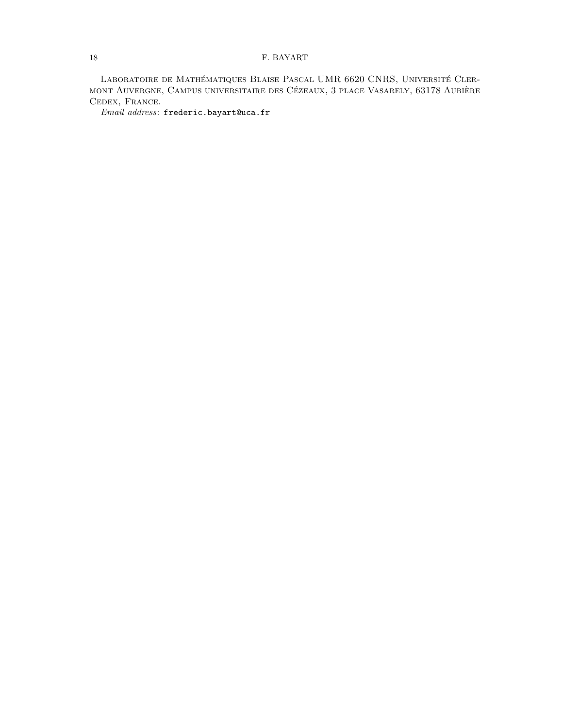Laboratoire de Mathématiques Blaise Pascal UMR 6620 CNRS, Université Clermont Auvergne, Campus universitaire des Cézeaux, 3 place Vasarely, 63178 Aubière Cedex, France.

*Email address*: frederic.bayart@uca.fr